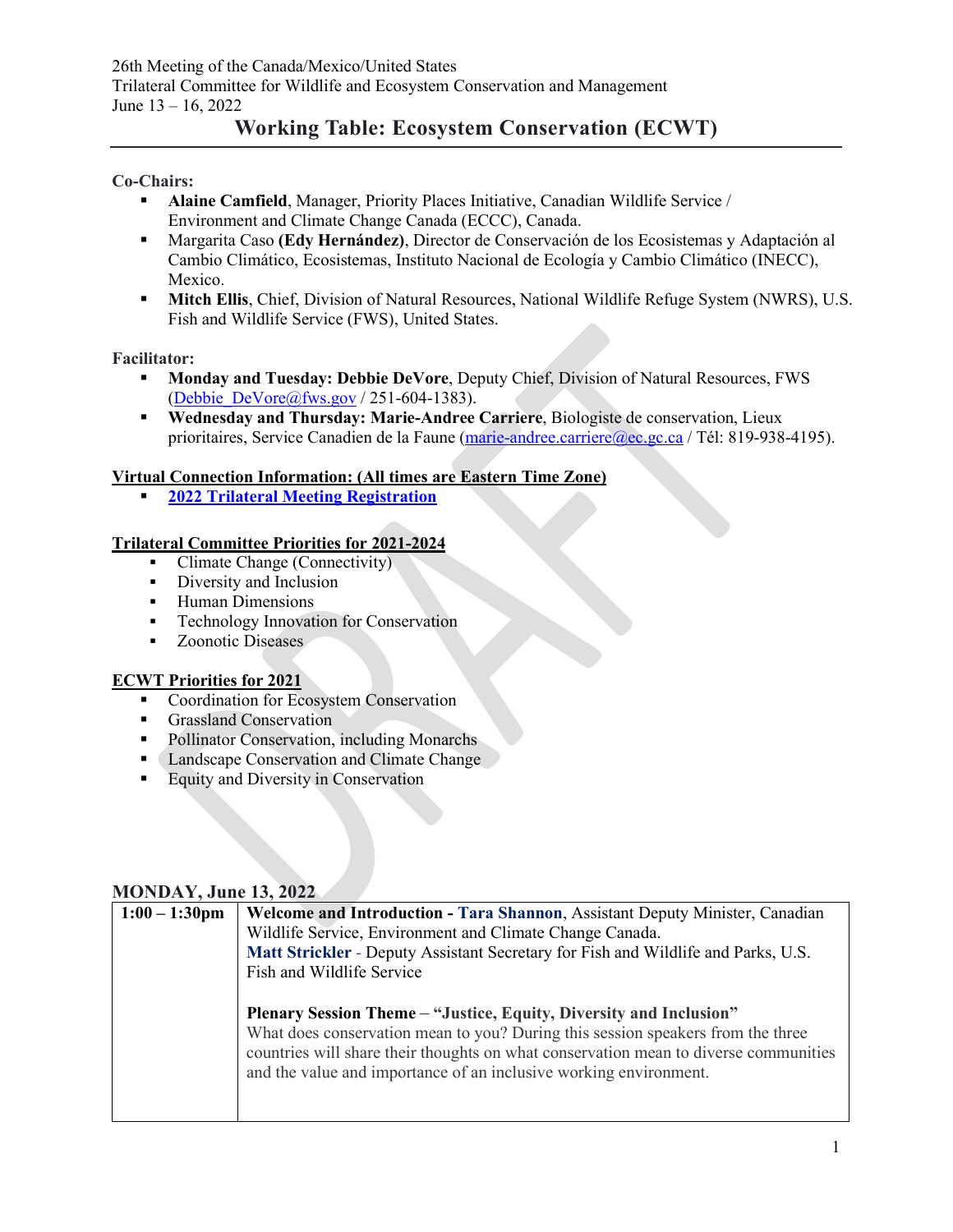26th Meeting of the Canada/Mexico/United States
Trilateral Committee for Wildlife and Ecosystem Conservation and Management
June 13 – 16, 2022

# Working Table: Ecosystem Conservation (ECWT)

**Co-Chairs:**

- **Alaine Camfield**, Manager, Priority Places Initiative, Canadian Wildlife Service / Environment and Climate Change Canada (ECCC), Canada.
- Margarita Caso **(Edy Hernández)**, Director de Conservación de los Ecosistemas y Adaptación al Cambio Climático, Ecosistemas, Instituto Nacional de Ecología y Cambio Climático (INECC), Mexico.
- **Mitch Ellis**, Chief, Division of Natural Resources, National Wildlife Refuge System (NWRS), U.S. Fish and Wildlife Service (FWS), United States.

**Facilitator:**

- **Monday and Tuesday: Debbie DeVore**, Deputy Chief, Division of Natural Resources, FWS (Debbie_DeVore@fws.gov / 251-604-1383).
- **Wednesday and Thursday: Marie-Andree Carriere**, Biologiste de conservation, Lieux prioritaires, Service Canadien de la Faune (marie-andree.carriere@ec.gc.ca / Tél: 819-938-4195).

**Virtual Connection Information: (All times are Eastern Time Zone)**

- **2022 Trilateral Meeting Registration**

**Trilateral Committee Priorities for 2021-2024**

- Climate Change (Connectivity)
- Diversity and Inclusion
- Human Dimensions
- Technology Innovation for Conservation
- Zoonotic Diseases

**ECWT Priorities for 2021**

- Coordination for Ecosystem Conservation
- Grassland Conservation
- Pollinator Conservation, including Monarchs
- Landscape Conservation and Climate Change
- Equity and Diversity in Conservation

## MONDAY, June 13, 2022

| | |
|---|---|
| **1:00 – 1:30pm** | **Welcome and Introduction - Tara Shannon**, Assistant Deputy Minister, Canadian Wildlife Service, Environment and Climate Change Canada.<br>**Matt Strickler** - Deputy Assistant Secretary for Fish and Wildlife and Parks, U.S. Fish and Wildlife Service<br><br>**Plenary Session Theme** – **"Justice, Equity, Diversity and Inclusion"**<br>What does conservation mean to you? During this session speakers from the three countries will share their thoughts on what conservation mean to diverse communities and the value and importance of an inclusive working environment. |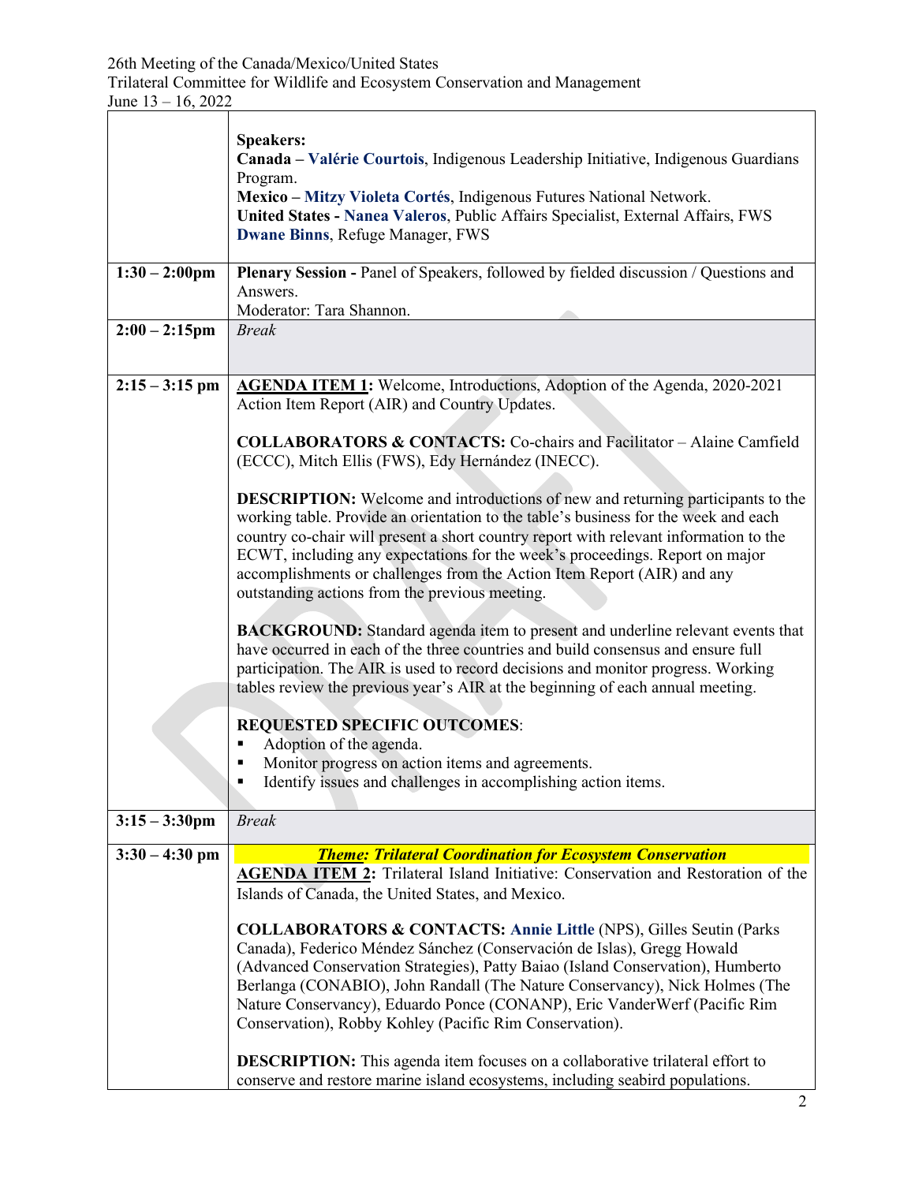| | |
|---|---|
| | **Speakers:**<br>**Canada – Valérie Courtois**, Indigenous Leadership Initiative, Indigenous Guardians Program.<br>**Mexico – Mitzy Violeta Cortés**, Indigenous Futures National Network.<br>**United States - Nanea Valeros**, Public Affairs Specialist, External Affairs, FWS<br>**Dwane Binns**, Refuge Manager, FWS |
| **1:30 – 2:00pm** | **Plenary Session -** Panel of Speakers, followed by fielded discussion / Questions and Answers.<br>Moderator: Tara Shannon. |
| **2:00 – 2:15pm** | *Break* |
| **2:15 – 3:15 pm** | **AGENDA ITEM 1:** Welcome, Introductions, Adoption of the Agenda, 2020-2021 Action Item Report (AIR) and Country Updates.<br><br>**COLLABORATORS & CONTACTS:** Co-chairs and Facilitator – Alaine Camfield (ECCC), Mitch Ellis (FWS), Edy Hernández (INECC).<br><br>**DESCRIPTION:** Welcome and introductions of new and returning participants to the working table. Provide an orientation to the table's business for the week and each country co-chair will present a short country report with relevant information to the ECWT, including any expectations for the week's proceedings. Report on major accomplishments or challenges from the Action Item Report (AIR) and any outstanding actions from the previous meeting.<br><br>**BACKGROUND:** Standard agenda item to present and underline relevant events that have occurred in each of the three countries and build consensus and ensure full participation. The AIR is used to record decisions and monitor progress. Working tables review the previous year's AIR at the beginning of each annual meeting.<br><br>**REQUESTED SPECIFIC OUTCOMES**:<br>▪ Adoption of the agenda.<br>▪ Monitor progress on action items and agreements.<br>▪ Identify issues and challenges in accomplishing action items. |
| **3:15 – 3:30pm** | *Break* |
| **3:30 – 4:30 pm** | ***Theme: Trilateral Coordination for Ecosystem Conservation***<br>**AGENDA ITEM 2:** Trilateral Island Initiative: Conservation and Restoration of the Islands of Canada, the United States, and Mexico.<br><br>**COLLABORATORS & CONTACTS:** Annie Little (NPS), Gilles Seutin (Parks Canada), Federico Méndez Sánchez (Conservación de Islas), Gregg Howald (Advanced Conservation Strategies), Patty Baiao (Island Conservation), Humberto Berlanga (CONABIO), John Randall (The Nature Conservancy), Nick Holmes (The Nature Conservancy), Eduardo Ponce (CONANP), Eric VanderWerf (Pacific Rim Conservation), Robby Kohley (Pacific Rim Conservation).<br><br>**DESCRIPTION:** This agenda item focuses on a collaborative trilateral effort to conserve and restore marine island ecosystems, including seabird populations. |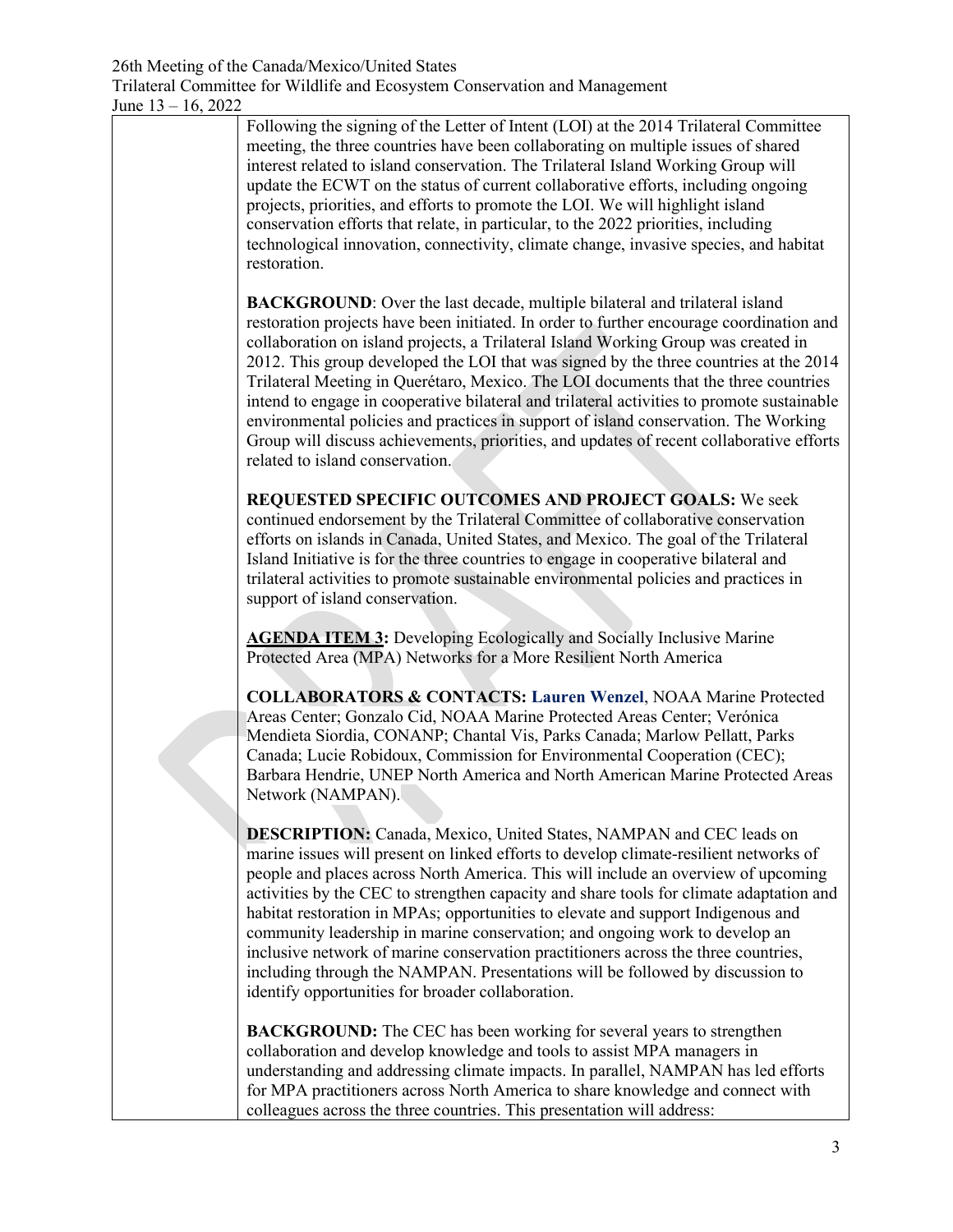Following the signing of the Letter of Intent (LOI) at the 2014 Trilateral Committee meeting, the three countries have been collaborating on multiple issues of shared interest related to island conservation. The Trilateral Island Working Group will update the ECWT on the status of current collaborative efforts, including ongoing projects, priorities, and efforts to promote the LOI. We will highlight island conservation efforts that relate, in particular, to the 2022 priorities, including technological innovation, connectivity, climate change, invasive species, and habitat restoration.

**BACKGROUND**: Over the last decade, multiple bilateral and trilateral island restoration projects have been initiated. In order to further encourage coordination and collaboration on island projects, a Trilateral Island Working Group was created in 2012. This group developed the LOI that was signed by the three countries at the 2014 Trilateral Meeting in Querétaro, Mexico. The LOI documents that the three countries intend to engage in cooperative bilateral and trilateral activities to promote sustainable environmental policies and practices in support of island conservation. The Working Group will discuss achievements, priorities, and updates of recent collaborative efforts related to island conservation.

**REQUESTED SPECIFIC OUTCOMES AND PROJECT GOALS:** We seek continued endorsement by the Trilateral Committee of collaborative conservation efforts on islands in Canada, United States, and Mexico. The goal of the Trilateral Island Initiative is for the three countries to engage in cooperative bilateral and trilateral activities to promote sustainable environmental policies and practices in support of island conservation.

**AGENDA ITEM 3:** Developing Ecologically and Socially Inclusive Marine Protected Area (MPA) Networks for a More Resilient North America

**COLLABORATORS & CONTACTS:** **Lauren Wenzel**, NOAA Marine Protected Areas Center; Gonzalo Cid, NOAA Marine Protected Areas Center; Verónica Mendieta Siordia, CONANP; Chantal Vis, Parks Canada; Marlow Pellatt, Parks Canada; Lucie Robidoux, Commission for Environmental Cooperation (CEC); Barbara Hendrie, UNEP North America and North American Marine Protected Areas Network (NAMPAN).

**DESCRIPTION:** Canada, Mexico, United States, NAMPAN and CEC leads on marine issues will present on linked efforts to develop climate-resilient networks of people and places across North America. This will include an overview of upcoming activities by the CEC to strengthen capacity and share tools for climate adaptation and habitat restoration in MPAs; opportunities to elevate and support Indigenous and community leadership in marine conservation; and ongoing work to develop an inclusive network of marine conservation practitioners across the three countries, including through the NAMPAN. Presentations will be followed by discussion to identify opportunities for broader collaboration.

**BACKGROUND:** The CEC has been working for several years to strengthen collaboration and develop knowledge and tools to assist MPA managers in understanding and addressing climate impacts. In parallel, NAMPAN has led efforts for MPA practitioners across North America to share knowledge and connect with colleagues across the three countries. This presentation will address: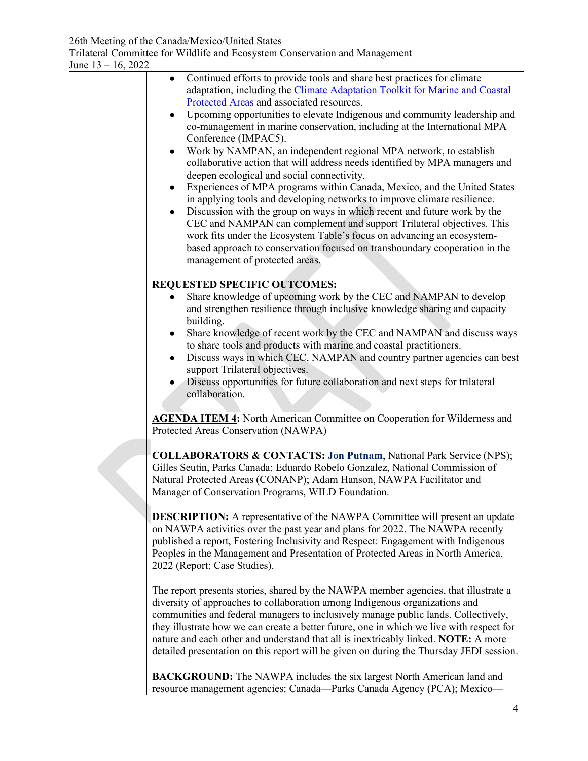- Continued efforts to provide tools and share best practices for climate adaptation, including the [Climate Adaptation Toolkit for Marine and Coastal Protected Areas] and associated resources.
- Upcoming opportunities to elevate Indigenous and community leadership and co-management in marine conservation, including at the International MPA Conference (IMPAC5).
- Work by NAMPAN, an independent regional MPA network, to establish collaborative action that will address needs identified by MPA managers and deepen ecological and social connectivity.
- Experiences of MPA programs within Canada, Mexico, and the United States in applying tools and developing networks to improve climate resilience.
- Discussion with the group on ways in which recent and future work by the CEC and NAMPAN can complement and support Trilateral objectives. This work fits under the Ecosystem Table's focus on advancing an ecosystem-based approach to conservation focused on transboundary cooperation in the management of protected areas.

**REQUESTED SPECIFIC OUTCOMES:**

- Share knowledge of upcoming work by the CEC and NAMPAN to develop and strengthen resilience through inclusive knowledge sharing and capacity building.
- Share knowledge of recent work by the CEC and NAMPAN and discuss ways to share tools and products with marine and coastal practitioners.
- Discuss ways in which CEC, NAMPAN and country partner agencies can best support Trilateral objectives.
- Discuss opportunities for future collaboration and next steps for trilateral collaboration.

**AGENDA ITEM 4:** North American Committee on Cooperation for Wilderness and Protected Areas Conservation (NAWPA)

**COLLABORATORS & CONTACTS:** **Jon Putnam**, National Park Service (NPS); Gilles Seutin, Parks Canada; Eduardo Robelo Gonzalez, National Commission of Natural Protected Areas (CONANP); Adam Hanson, NAWPA Facilitator and Manager of Conservation Programs, WILD Foundation.

**DESCRIPTION:** A representative of the NAWPA Committee will present an update on NAWPA activities over the past year and plans for 2022. The NAWPA recently published a report, Fostering Inclusivity and Respect: Engagement with Indigenous Peoples in the Management and Presentation of Protected Areas in North America, 2022 (Report; Case Studies).

The report presents stories, shared by the NAWPA member agencies, that illustrate a diversity of approaches to collaboration among Indigenous organizations and communities and federal managers to inclusively manage public lands. Collectively, they illustrate how we can create a better future, one in which we live with respect for nature and each other and understand that all is inextricably linked. **NOTE:** A more detailed presentation on this report will be given on during the Thursday JEDI session.

**BACKGROUND:** The NAWPA includes the six largest North American land and resource management agencies: Canada—Parks Canada Agency (PCA); Mexico—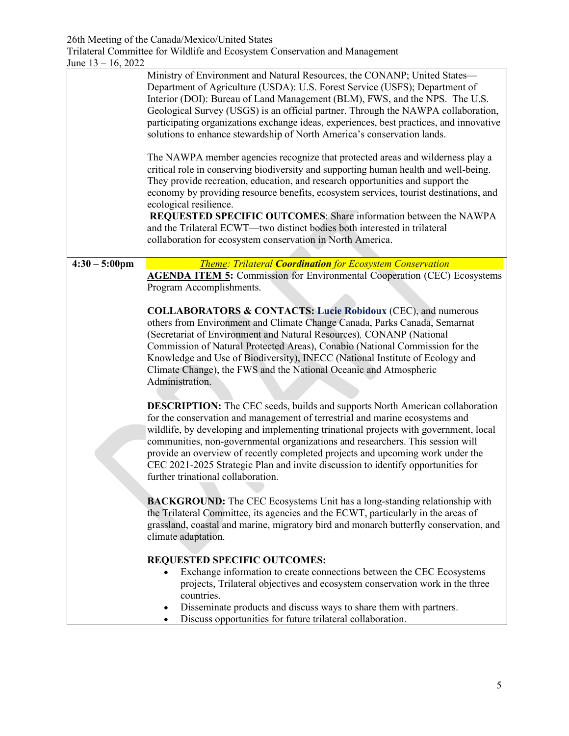| | |
|---|---|
| | Ministry of Environment and Natural Resources, the CONANP; United States—Department of Agriculture (USDA): U.S. Forest Service (USFS); Department of Interior (DOI): Bureau of Land Management (BLM), FWS, and the NPS. The U.S. Geological Survey (USGS) is an official partner. Through the NAWPA collaboration, participating organizations exchange ideas, experiences, best practices, and innovative solutions to enhance stewardship of North America's conservation lands.<br><br>The NAWPA member agencies recognize that protected areas and wilderness play a critical role in conserving biodiversity and supporting human health and well-being. They provide recreation, education, and research opportunities and support the economy by providing resource benefits, ecosystem services, tourist destinations, and ecological resilience.<br>**REQUESTED SPECIFIC OUTCOMES**: Share information between the NAWPA and the Trilateral ECWT—two distinct bodies both interested in trilateral collaboration for ecosystem conservation in North America. |
| **4:30 – 5:00pm** | *Theme: Trilateral **Coordination** for Ecosystem Conservation*<br>**AGENDA ITEM 5:** Commission for Environmental Cooperation (CEC) Ecosystems Program Accomplishments.<br><br>**COLLABORATORS & CONTACTS: Lucie Robidoux** (CEC), and numerous others from Environment and Climate Change Canada, Parks Canada, Semarnat (Secretariat of Environment and Natural Resources), CONANP (National Commission of Natural Protected Areas), Conabio (National Commission for the Knowledge and Use of Biodiversity), INECC (National Institute of Ecology and Climate Change), the FWS and the National Oceanic and Atmospheric Administration.<br><br>**DESCRIPTION:** The CEC seeds, builds and supports North American collaboration for the conservation and management of terrestrial and marine ecosystems and wildlife, by developing and implementing trinational projects with government, local communities, non-governmental organizations and researchers. This session will provide an overview of recently completed projects and upcoming work under the CEC 2021-2025 Strategic Plan and invite discussion to identify opportunities for further trinational collaboration.<br><br>**BACKGROUND:** The CEC Ecosystems Unit has a long-standing relationship with the Trilateral Committee, its agencies and the ECWT, particularly in the areas of grassland, coastal and marine, migratory bird and monarch butterfly conservation, and climate adaptation.<br><br>**REQUESTED SPECIFIC OUTCOMES:**<br>• Exchange information to create connections between the CEC Ecosystems projects, Trilateral objectives and ecosystem conservation work in the three countries.<br>• Disseminate products and discuss ways to share them with partners.<br>• Discuss opportunities for future trilateral collaboration. |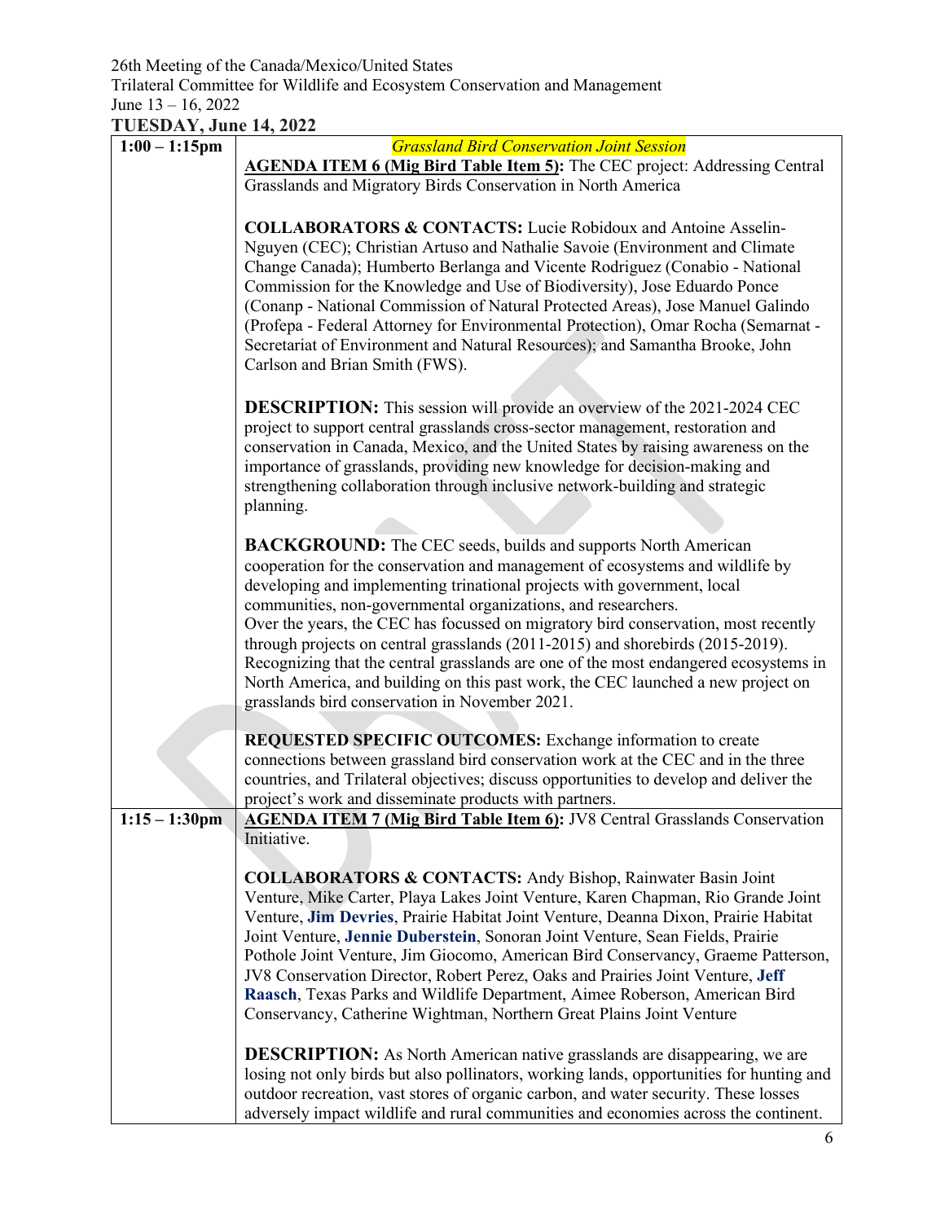26th Meeting of the Canada/Mexico/United States
Trilateral Committee for Wildlife and Ecosystem Conservation and Management
June 13 – 16, 2022

**TUESDAY, June 14, 2022**

| | |
|---|---|
| **1:00 – 1:15pm** | *Grassland Bird Conservation Joint Session*<br><br>**AGENDA ITEM 6 (Mig Bird Table Item 5):** The CEC project: Addressing Central Grasslands and Migratory Birds Conservation in North America<br><br>**COLLABORATORS & CONTACTS:** Lucie Robidoux and Antoine Asselin-Nguyen (CEC); Christian Artuso and Nathalie Savoie (Environment and Climate Change Canada); Humberto Berlanga and Vicente Rodriguez (Conabio - National Commission for the Knowledge and Use of Biodiversity), Jose Eduardo Ponce (Conanp - National Commission of Natural Protected Areas), Jose Manuel Galindo (Profepa - Federal Attorney for Environmental Protection), Omar Rocha (Semarnat - Secretariat of Environment and Natural Resources); and Samantha Brooke, John Carlson and Brian Smith (FWS).<br><br>**DESCRIPTION:** This session will provide an overview of the 2021-2024 CEC project to support central grasslands cross-sector management, restoration and conservation in Canada, Mexico, and the United States by raising awareness on the importance of grasslands, providing new knowledge for decision-making and strengthening collaboration through inclusive network-building and strategic planning.<br><br>**BACKGROUND:** The CEC seeds, builds and supports North American cooperation for the conservation and management of ecosystems and wildlife by developing and implementing trinational projects with government, local communities, non-governmental organizations, and researchers. Over the years, the CEC has focussed on migratory bird conservation, most recently through projects on central grasslands (2011-2015) and shorebirds (2015-2019). Recognizing that the central grasslands are one of the most endangered ecosystems in North America, and building on this past work, the CEC launched a new project on grasslands bird conservation in November 2021.<br><br>**REQUESTED SPECIFIC OUTCOMES:** Exchange information to create connections between grassland bird conservation work at the CEC and in the three countries, and Trilateral objectives; discuss opportunities to develop and deliver the project's work and disseminate products with partners. |
| **1:15 – 1:30pm** | **AGENDA ITEM 7 (Mig Bird Table Item 6):** JV8 Central Grasslands Conservation Initiative.<br><br>**COLLABORATORS & CONTACTS:** Andy Bishop, Rainwater Basin Joint Venture, Mike Carter, Playa Lakes Joint Venture, Karen Chapman, Rio Grande Joint Venture, **Jim Devries**, Prairie Habitat Joint Venture, Deanna Dixon, Prairie Habitat Joint Venture, **Jennie Duberstein**, Sonoran Joint Venture, Sean Fields, Prairie Pothole Joint Venture, Jim Giocomo, American Bird Conservancy, Graeme Patterson, JV8 Conservation Director, Robert Perez, Oaks and Prairies Joint Venture, **Jeff Raasch**, Texas Parks and Wildlife Department, Aimee Roberson, American Bird Conservancy, Catherine Wightman, Northern Great Plains Joint Venture<br><br>**DESCRIPTION:** As North American native grasslands are disappearing, we are losing not only birds but also pollinators, working lands, opportunities for hunting and outdoor recreation, vast stores of organic carbon, and water security. These losses adversely impact wildlife and rural communities and economies across the continent. |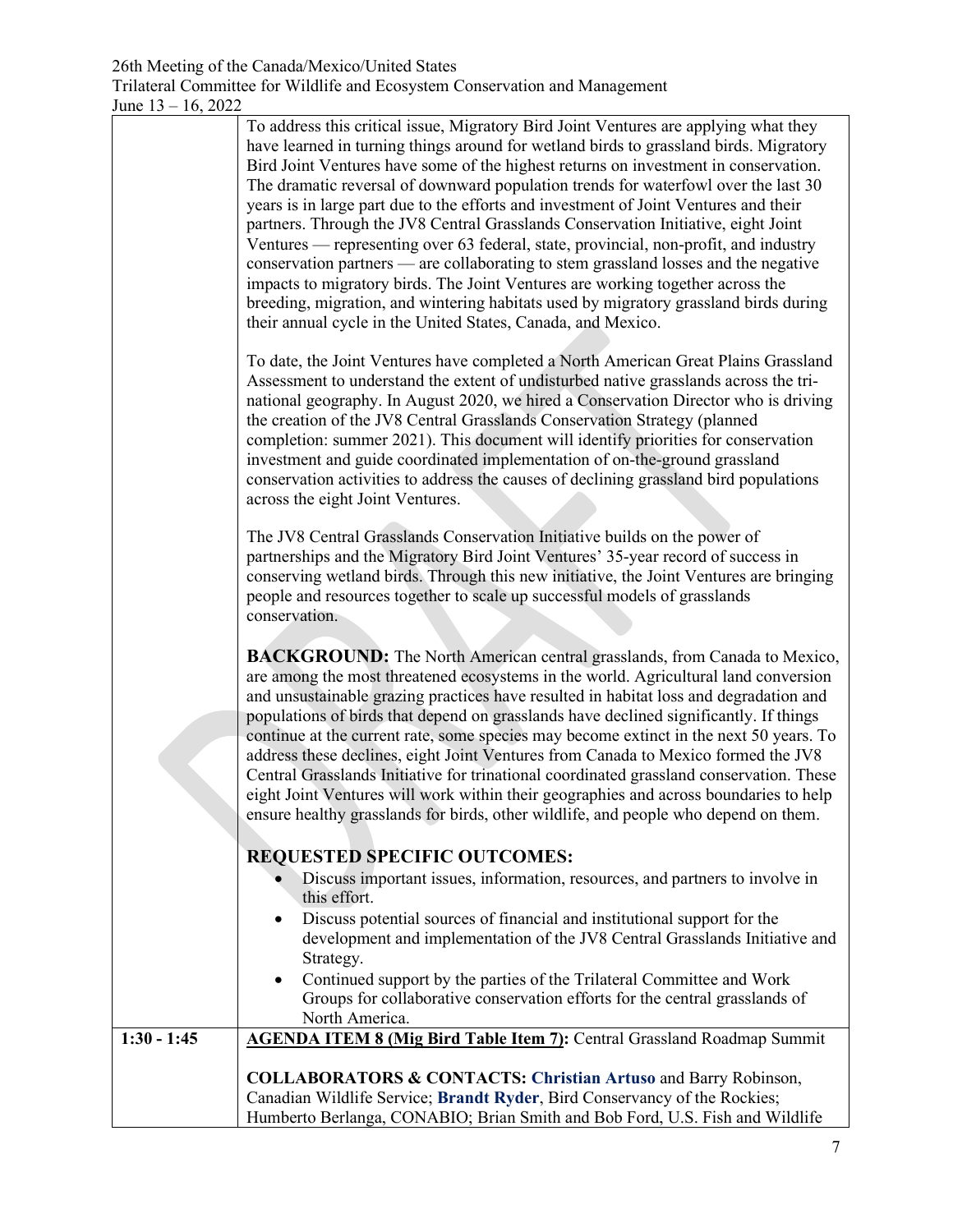To address this critical issue, Migratory Bird Joint Ventures are applying what they have learned in turning things around for wetland birds to grassland birds. Migratory Bird Joint Ventures have some of the highest returns on investment in conservation. The dramatic reversal of downward population trends for waterfowl over the last 30 years is in large part due to the efforts and investment of Joint Ventures and their partners. Through the JV8 Central Grasslands Conservation Initiative, eight Joint Ventures — representing over 63 federal, state, provincial, non-profit, and industry conservation partners — are collaborating to stem grassland losses and the negative impacts to migratory birds. The Joint Ventures are working together across the breeding, migration, and wintering habitats used by migratory grassland birds during their annual cycle in the United States, Canada, and Mexico.

To date, the Joint Ventures have completed a North American Great Plains Grassland Assessment to understand the extent of undisturbed native grasslands across the tri-national geography. In August 2020, we hired a Conservation Director who is driving the creation of the JV8 Central Grasslands Conservation Strategy (planned completion: summer 2021). This document will identify priorities for conservation investment and guide coordinated implementation of on-the-ground grassland conservation activities to address the causes of declining grassland bird populations across the eight Joint Ventures.

The JV8 Central Grasslands Conservation Initiative builds on the power of partnerships and the Migratory Bird Joint Ventures' 35-year record of success in conserving wetland birds. Through this new initiative, the Joint Ventures are bringing people and resources together to scale up successful models of grasslands conservation.

**BACKGROUND:** The North American central grasslands, from Canada to Mexico, are among the most threatened ecosystems in the world. Agricultural land conversion and unsustainable grazing practices have resulted in habitat loss and degradation and populations of birds that depend on grasslands have declined significantly. If things continue at the current rate, some species may become extinct in the next 50 years. To address these declines, eight Joint Ventures from Canada to Mexico formed the JV8 Central Grasslands Initiative for trinational coordinated grassland conservation. These eight Joint Ventures will work within their geographies and across boundaries to help ensure healthy grasslands for birds, other wildlife, and people who depend on them.

**REQUESTED SPECIFIC OUTCOMES:**

- Discuss important issues, information, resources, and partners to involve in this effort.
- Discuss potential sources of financial and institutional support for the development and implementation of the JV8 Central Grasslands Initiative and Strategy.
- Continued support by the parties of the Trilateral Committee and Work Groups for collaborative conservation efforts for the central grasslands of North America.

**1:30 - 1:45**

**AGENDA ITEM 8 (Mig Bird Table Item 7):** Central Grassland Roadmap Summit

**COLLABORATORS & CONTACTS: Christian Artuso** and Barry Robinson, Canadian Wildlife Service; **Brandt Ryder**, Bird Conservancy of the Rockies; Humberto Berlanga, CONABIO; Brian Smith and Bob Ford, U.S. Fish and Wildlife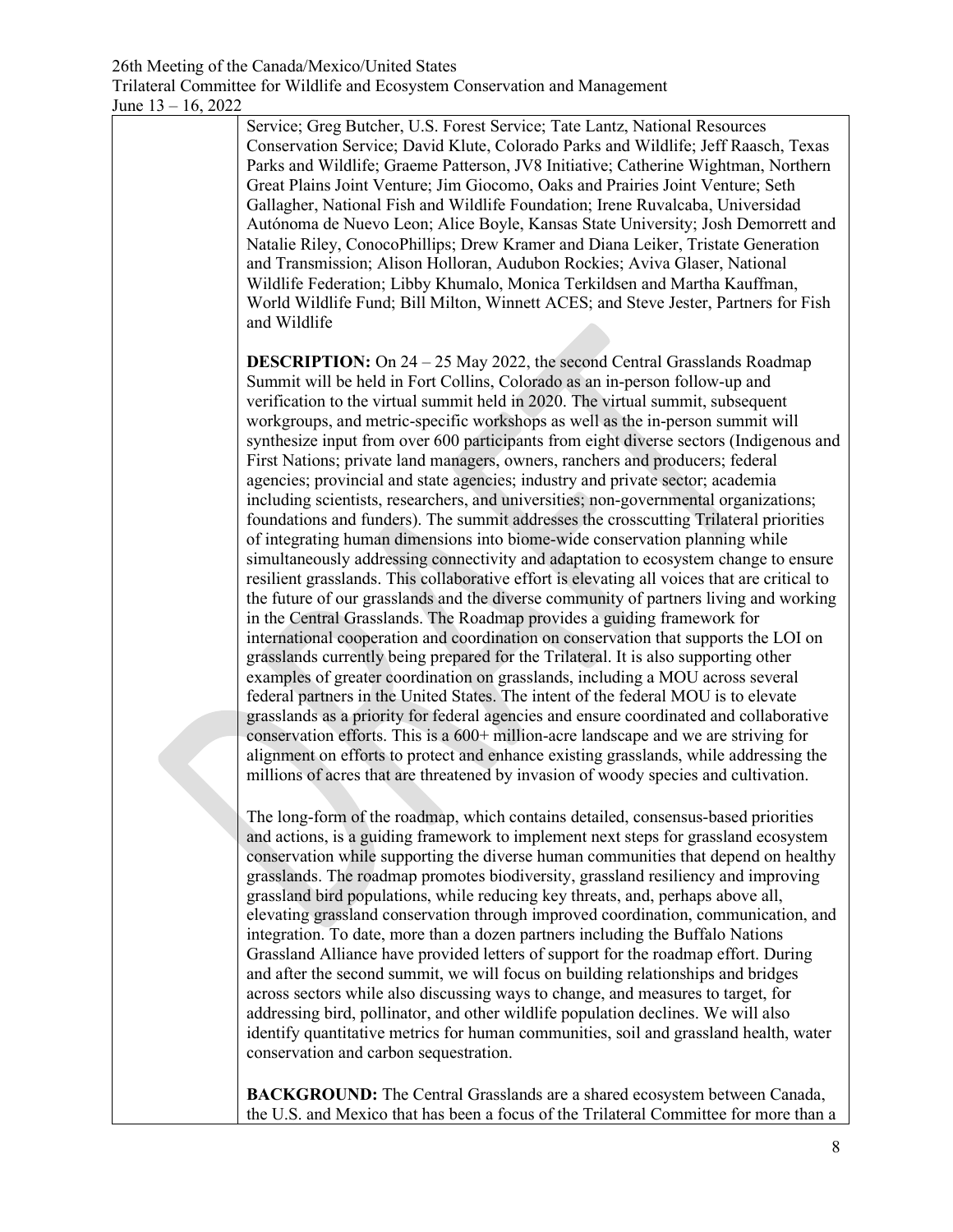Service; Greg Butcher, U.S. Forest Service; Tate Lantz, National Resources Conservation Service; David Klute, Colorado Parks and Wildlife; Jeff Raasch, Texas Parks and Wildlife; Graeme Patterson, JV8 Initiative; Catherine Wightman, Northern Great Plains Joint Venture; Jim Giocomo, Oaks and Prairies Joint Venture; Seth Gallagher, National Fish and Wildlife Foundation; Irene Ruvalcaba, Universidad Autónoma de Nuevo Leon; Alice Boyle, Kansas State University; Josh Demorrett and Natalie Riley, ConocoPhillips; Drew Kramer and Diana Leiker, Tristate Generation and Transmission; Alison Holloran, Audubon Rockies; Aviva Glaser, National Wildlife Federation; Libby Khumalo, Monica Terkildsen and Martha Kauffman, World Wildlife Fund; Bill Milton, Winnett ACES; and Steve Jester, Partners for Fish and Wildlife

**DESCRIPTION:** On 24 – 25 May 2022, the second Central Grasslands Roadmap Summit will be held in Fort Collins, Colorado as an in-person follow-up and verification to the virtual summit held in 2020. The virtual summit, subsequent workgroups, and metric-specific workshops as well as the in-person summit will synthesize input from over 600 participants from eight diverse sectors (Indigenous and First Nations; private land managers, owners, ranchers and producers; federal agencies; provincial and state agencies; industry and private sector; academia including scientists, researchers, and universities; non-governmental organizations; foundations and funders). The summit addresses the crosscutting Trilateral priorities of integrating human dimensions into biome-wide conservation planning while simultaneously addressing connectivity and adaptation to ecosystem change to ensure resilient grasslands. This collaborative effort is elevating all voices that are critical to the future of our grasslands and the diverse community of partners living and working in the Central Grasslands. The Roadmap provides a guiding framework for international cooperation and coordination on conservation that supports the LOI on grasslands currently being prepared for the Trilateral. It is also supporting other examples of greater coordination on grasslands, including a MOU across several federal partners in the United States. The intent of the federal MOU is to elevate grasslands as a priority for federal agencies and ensure coordinated and collaborative conservation efforts. This is a 600+ million-acre landscape and we are striving for alignment on efforts to protect and enhance existing grasslands, while addressing the millions of acres that are threatened by invasion of woody species and cultivation.

The long-form of the roadmap, which contains detailed, consensus-based priorities and actions, is a guiding framework to implement next steps for grassland ecosystem conservation while supporting the diverse human communities that depend on healthy grasslands. The roadmap promotes biodiversity, grassland resiliency and improving grassland bird populations, while reducing key threats, and, perhaps above all, elevating grassland conservation through improved coordination, communication, and integration. To date, more than a dozen partners including the Buffalo Nations Grassland Alliance have provided letters of support for the roadmap effort. During and after the second summit, we will focus on building relationships and bridges across sectors while also discussing ways to change, and measures to target, for addressing bird, pollinator, and other wildlife population declines. We will also identify quantitative metrics for human communities, soil and grassland health, water conservation and carbon sequestration.

**BACKGROUND:** The Central Grasslands are a shared ecosystem between Canada, the U.S. and Mexico that has been a focus of the Trilateral Committee for more than a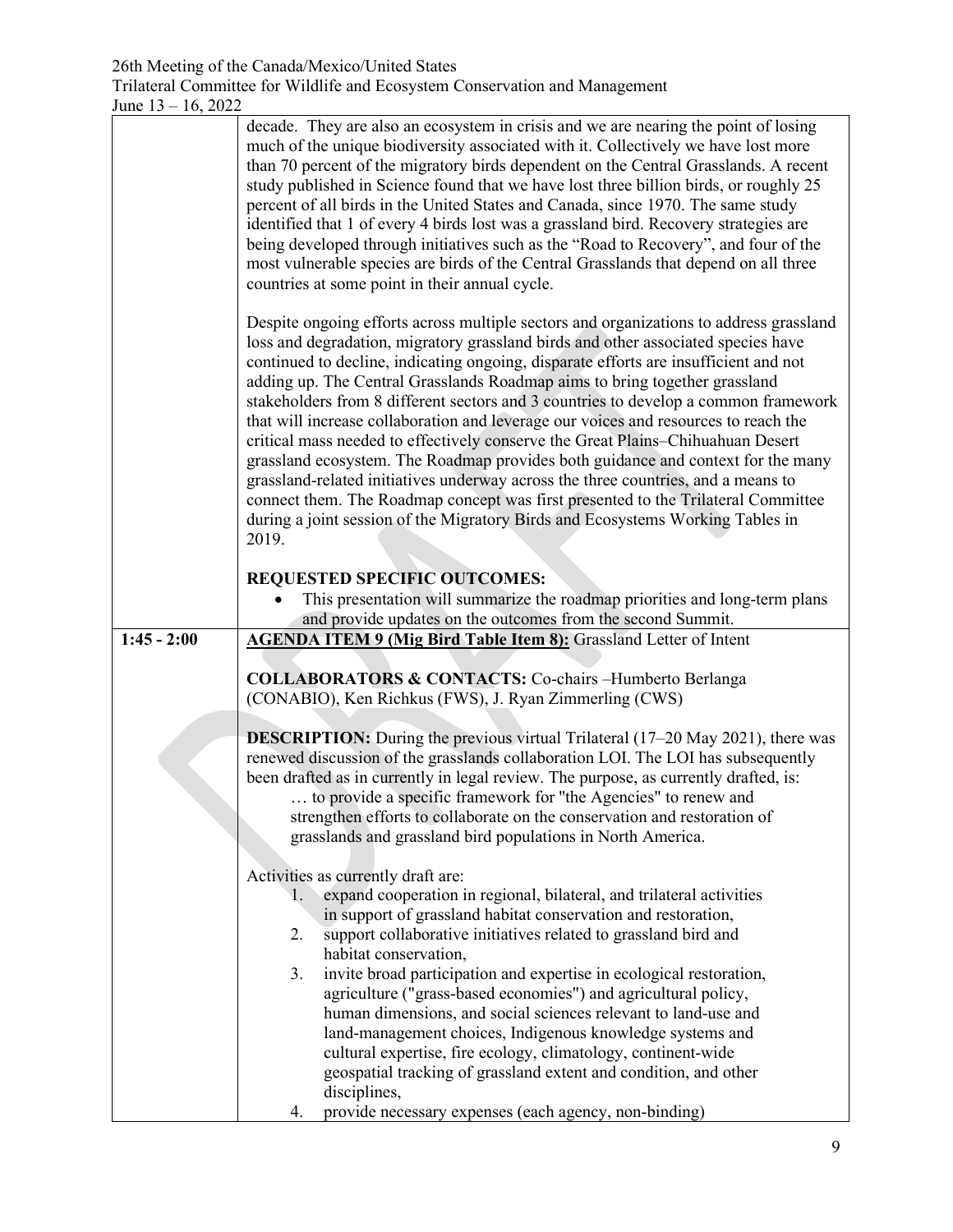| | |
|---|---|
| | decade. They are also an ecosystem in crisis and we are nearing the point of losing much of the unique biodiversity associated with it. Collectively we have lost more than 70 percent of the migratory birds dependent on the Central Grasslands. A recent study published in Science found that we have lost three billion birds, or roughly 25 percent of all birds in the United States and Canada, since 1970. The same study identified that 1 of every 4 birds lost was a grassland bird. Recovery strategies are being developed through initiatives such as the "Road to Recovery", and four of the most vulnerable species are birds of the Central Grasslands that depend on all three countries at some point in their annual cycle.<br><br>Despite ongoing efforts across multiple sectors and organizations to address grassland loss and degradation, migratory grassland birds and other associated species have continued to decline, indicating ongoing, disparate efforts are insufficient and not adding up. The Central Grasslands Roadmap aims to bring together grassland stakeholders from 8 different sectors and 3 countries to develop a common framework that will increase collaboration and leverage our voices and resources to reach the critical mass needed to effectively conserve the Great Plains–Chihuahuan Desert grassland ecosystem. The Roadmap provides both guidance and context for the many grassland-related initiatives underway across the three countries, and a means to connect them. The Roadmap concept was first presented to the Trilateral Committee during a joint session of the Migratory Birds and Ecosystems Working Tables in 2019.<br><br>**REQUESTED SPECIFIC OUTCOMES:**<br>• This presentation will summarize the roadmap priorities and long-term plans and provide updates on the outcomes from the second Summit. |
| **1:45 - 2:00** | **<u>AGENDA ITEM 9 (Mig Bird Table Item 8):</u>** Grassland Letter of Intent<br><br>**COLLABORATORS & CONTACTS:** Co-chairs –Humberto Berlanga (CONABIO), Ken Richkus (FWS), J. Ryan Zimmerling (CWS)<br><br>**DESCRIPTION:** During the previous virtual Trilateral (17–20 May 2021), there was renewed discussion of the grasslands collaboration LOI. The LOI has subsequently been drafted as in currently in legal review. The purpose, as currently drafted, is:<br>… to provide a specific framework for "the Agencies" to renew and strengthen efforts to collaborate on the conservation and restoration of grasslands and grassland bird populations in North America.<br><br>Activities as currently draft are:<br>1. expand cooperation in regional, bilateral, and trilateral activities in support of grassland habitat conservation and restoration,<br>2. support collaborative initiatives related to grassland bird and habitat conservation,<br>3. invite broad participation and expertise in ecological restoration, agriculture ("grass-based economies") and agricultural policy, human dimensions, and social sciences relevant to land-use and land-management choices, Indigenous knowledge systems and cultural expertise, fire ecology, climatology, continent-wide geospatial tracking of grassland extent and condition, and other disciplines,<br>4. provide necessary expenses (each agency, non-binding) |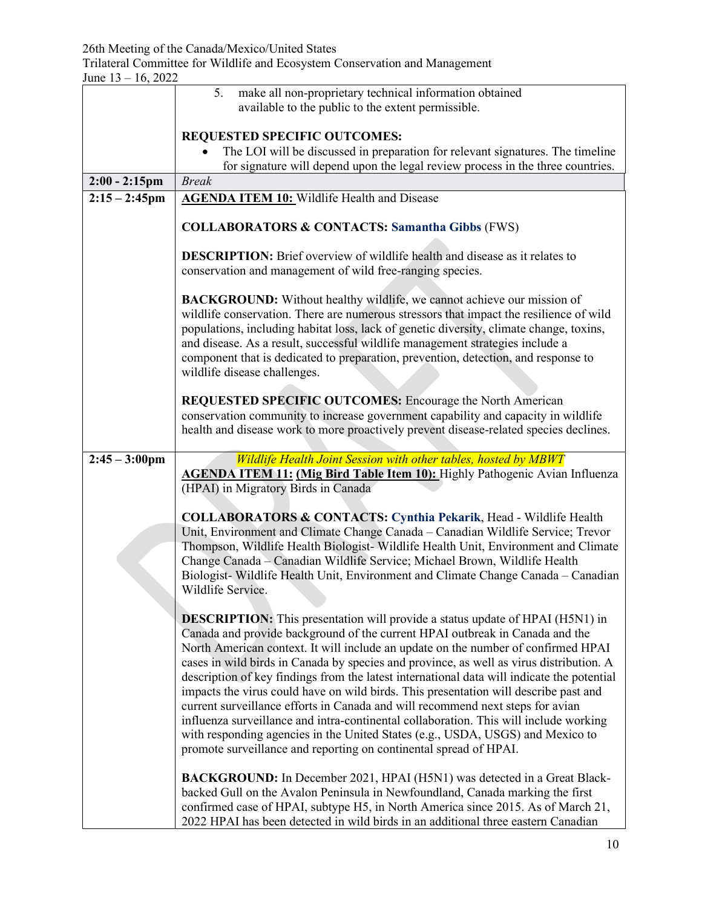| | |
|---|---|
| | 5. make all non-proprietary technical information obtained available to the public to the extent permissible.<br><br>**REQUESTED SPECIFIC OUTCOMES:**<br>• The LOI will be discussed in preparation for relevant signatures. The timeline for signature will depend upon the legal review process in the three countries. |
| **2:00 - 2:15pm** | *Break* |
| **2:15 – 2:45pm** | **AGENDA ITEM 10:** Wildlife Health and Disease<br><br>**COLLABORATORS & CONTACTS:** **Samantha Gibbs** (FWS)<br><br>**DESCRIPTION:** Brief overview of wildlife health and disease as it relates to conservation and management of wild free-ranging species.<br><br>**BACKGROUND:** Without healthy wildlife, we cannot achieve our mission of wildlife conservation. There are numerous stressors that impact the resilience of wild populations, including habitat loss, lack of genetic diversity, climate change, toxins, and disease. As a result, successful wildlife management strategies include a component that is dedicated to preparation, prevention, detection, and response to wildlife disease challenges.<br><br>**REQUESTED SPECIFIC OUTCOMES:** Encourage the North American conservation community to increase government capability and capacity in wildlife health and disease work to more proactively prevent disease-related species declines. |
| **2:45 – 3:00pm** | *Wildlife Health Joint Session with other tables, hosted by MBWT*<br>**AGENDA ITEM 11: (Mig Bird Table Item 10):** Highly Pathogenic Avian Influenza (HPAI) in Migratory Birds in Canada<br><br>**COLLABORATORS & CONTACTS:** **Cynthia Pekarik**, Head - Wildlife Health Unit, Environment and Climate Change Canada – Canadian Wildlife Service; Trevor Thompson, Wildlife Health Biologist- Wildlife Health Unit, Environment and Climate Change Canada – Canadian Wildlife Service; Michael Brown, Wildlife Health Biologist- Wildlife Health Unit, Environment and Climate Change Canada – Canadian Wildlife Service.<br><br>**DESCRIPTION:** This presentation will provide a status update of HPAI (H5N1) in Canada and provide background of the current HPAI outbreak in Canada and the North American context. It will include an update on the number of confirmed HPAI cases in wild birds in Canada by species and province, as well as virus distribution. A description of key findings from the latest international data will indicate the potential impacts the virus could have on wild birds. This presentation will describe past and current surveillance efforts in Canada and will recommend next steps for avian influenza surveillance and intra-continental collaboration. This will include working with responding agencies in the United States (e.g., USDA, USGS) and Mexico to promote surveillance and reporting on continental spread of HPAI.<br><br>**BACKGROUND:** In December 2021, HPAI (H5N1) was detected in a Great Black-backed Gull on the Avalon Peninsula in Newfoundland, Canada marking the first confirmed case of HPAI, subtype H5, in North America since 2015. As of March 21, 2022 HPAI has been detected in wild birds in an additional three eastern Canadian |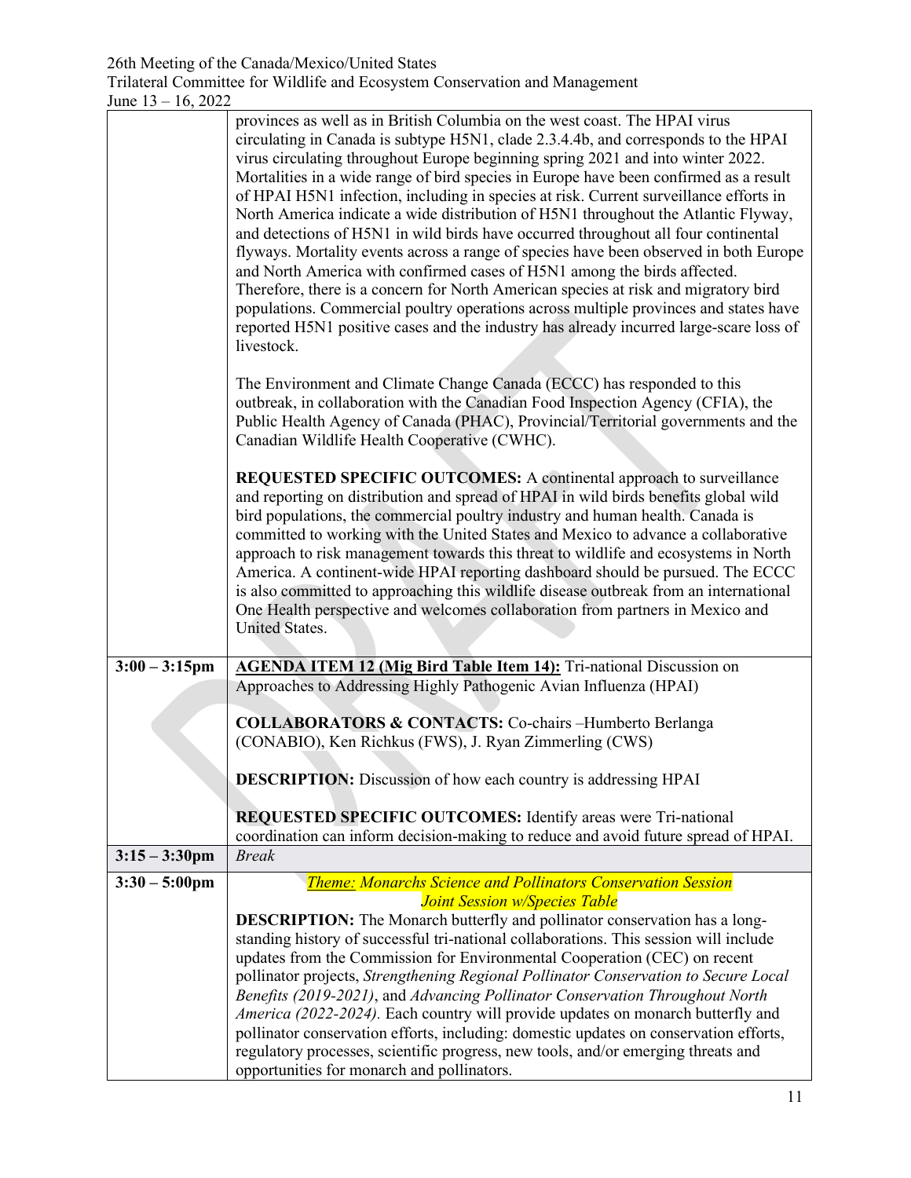| | |
|---|---|
| | provinces as well as in British Columbia on the west coast. The HPAI virus circulating in Canada is subtype H5N1, clade 2.3.4.4b, and corresponds to the HPAI virus circulating throughout Europe beginning spring 2021 and into winter 2022. Mortalities in a wide range of bird species in Europe have been confirmed as a result of HPAI H5N1 infection, including in species at risk. Current surveillance efforts in North America indicate a wide distribution of H5N1 throughout the Atlantic Flyway, and detections of H5N1 in wild birds have occurred throughout all four continental flyways. Mortality events across a range of species have been observed in both Europe and North America with confirmed cases of H5N1 among the birds affected. Therefore, there is a concern for North American species at risk and migratory bird populations. Commercial poultry operations across multiple provinces and states have reported H5N1 positive cases and the industry has already incurred large-scare loss of livestock.<br><br>The Environment and Climate Change Canada (ECCC) has responded to this outbreak, in collaboration with the Canadian Food Inspection Agency (CFIA), the Public Health Agency of Canada (PHAC), Provincial/Territorial governments and the Canadian Wildlife Health Cooperative (CWHC).<br><br>**REQUESTED SPECIFIC OUTCOMES:** A continental approach to surveillance and reporting on distribution and spread of HPAI in wild birds benefits global wild bird populations, the commercial poultry industry and human health. Canada is committed to working with the United States and Mexico to advance a collaborative approach to risk management towards this threat to wildlife and ecosystems in North America. A continent-wide HPAI reporting dashboard should be pursued. The ECCC is also committed to approaching this wildlife disease outbreak from an international One Health perspective and welcomes collaboration from partners in Mexico and United States. |
| **3:00 – 3:15pm** | **AGENDA ITEM 12 (Mig Bird Table Item 14):** Tri-national Discussion on Approaches to Addressing Highly Pathogenic Avian Influenza (HPAI)<br><br>**COLLABORATORS & CONTACTS:** Co-chairs –Humberto Berlanga (CONABIO), Ken Richkus (FWS), J. Ryan Zimmerling (CWS)<br><br>**DESCRIPTION:** Discussion of how each country is addressing HPAI<br><br>**REQUESTED SPECIFIC OUTCOMES:** Identify areas were Tri-national coordination can inform decision-making to reduce and avoid future spread of HPAI. |
| **3:15 – 3:30pm** | *Break* |
| **3:30 – 5:00pm** | *Theme: Monarchs Science and Pollinators Conservation Session*<br>*Joint Session w/Species Table*<br>**DESCRIPTION:** The Monarch butterfly and pollinator conservation has a long-standing history of successful tri-national collaborations. This session will include updates from the Commission for Environmental Cooperation (CEC) on recent pollinator projects, *Strengthening Regional Pollinator Conservation to Secure Local Benefits (2019-2021)*, and *Advancing Pollinator Conservation Throughout North America (2022-2024).* Each country will provide updates on monarch butterfly and pollinator conservation efforts, including: domestic updates on conservation efforts, regulatory processes, scientific progress, new tools, and/or emerging threats and opportunities for monarch and pollinators. |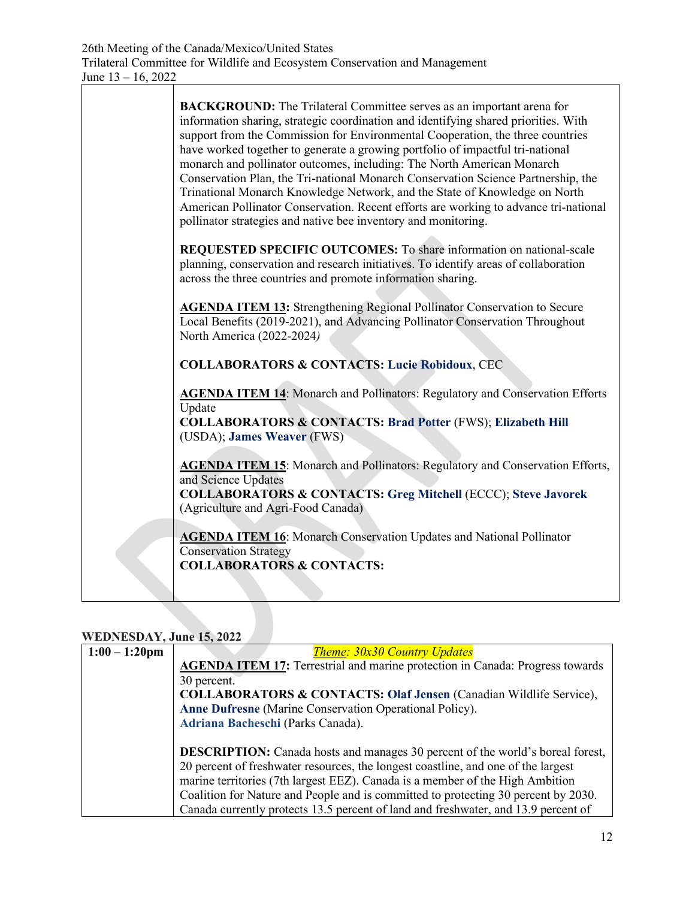| | |
|---|---|
| | **BACKGROUND:** The Trilateral Committee serves as an important arena for information sharing, strategic coordination and identifying shared priorities. With support from the Commission for Environmental Cooperation, the three countries have worked together to generate a growing portfolio of impactful tri-national monarch and pollinator outcomes, including: The North American Monarch Conservation Plan, the Tri-national Monarch Conservation Science Partnership, the Trinational Monarch Knowledge Network, and the State of Knowledge on North American Pollinator Conservation. Recent efforts are working to advance tri-national pollinator strategies and native bee inventory and monitoring.<br><br>**REQUESTED SPECIFIC OUTCOMES:** To share information on national-scale planning, conservation and research initiatives. To identify areas of collaboration across the three countries and promote information sharing.<br><br>**AGENDA ITEM 13:** Strengthening Regional Pollinator Conservation to Secure Local Benefits (2019-2021), and Advancing Pollinator Conservation Throughout North America (2022-2024*)*<br><br>**COLLABORATORS & CONTACTS: Lucie Robidoux**, CEC<br><br>**AGENDA ITEM 14**: Monarch and Pollinators: Regulatory and Conservation Efforts Update<br>**COLLABORATORS & CONTACTS: Brad Potter** (FWS); **Elizabeth Hill** (USDA); **James Weaver** (FWS)<br><br>**AGENDA ITEM 15**: Monarch and Pollinators: Regulatory and Conservation Efforts, and Science Updates<br>**COLLABORATORS & CONTACTS: Greg Mitchell** (ECCC); **Steve Javorek** (Agriculture and Agri-Food Canada)<br><br>**AGENDA ITEM 16**: Monarch Conservation Updates and National Pollinator Conservation Strategy<br>**COLLABORATORS & CONTACTS:** |

**WEDNESDAY, June 15, 2022**

| | |
|---|---|
| **1:00 – 1:20pm** | *Theme: 30x30 Country Updates*<br>**AGENDA ITEM 17:** Terrestrial and marine protection in Canada: Progress towards 30 percent.<br>**COLLABORATORS & CONTACTS: Olaf Jensen** (Canadian Wildlife Service), **Anne Dufresne** (Marine Conservation Operational Policy). **Adriana Bacheschi** (Parks Canada).<br><br>**DESCRIPTION:** Canada hosts and manages 30 percent of the world's boreal forest, 20 percent of freshwater resources, the longest coastline, and one of the largest marine territories (7th largest EEZ). Canada is a member of the High Ambition Coalition for Nature and People and is committed to protecting 30 percent by 2030. Canada currently protects 13.5 percent of land and freshwater, and 13.9 percent of |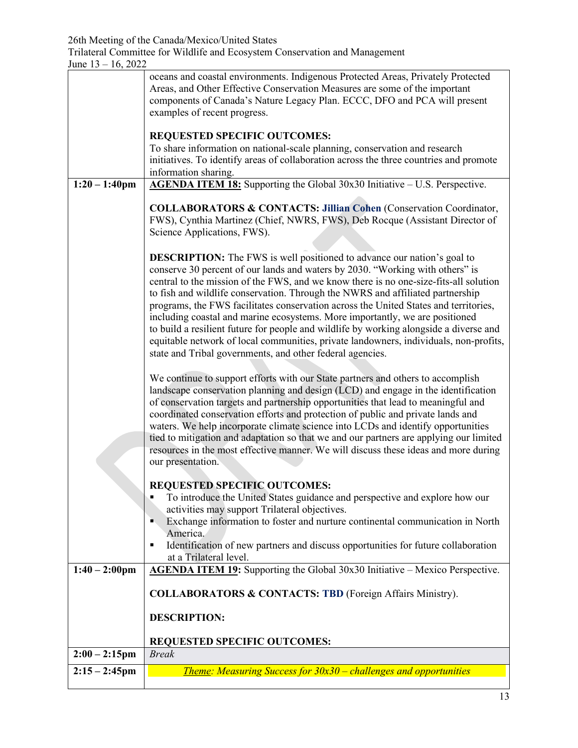| | |
|---|---|
| | oceans and coastal environments. Indigenous Protected Areas, Privately Protected Areas, and Other Effective Conservation Measures are some of the important components of Canada's Nature Legacy Plan. ECCC, DFO and PCA will present examples of recent progress.<br><br>**REQUESTED SPECIFIC OUTCOMES:**<br>To share information on national-scale planning, conservation and research initiatives. To identify areas of collaboration across the three countries and promote information sharing. |
| **1:20 – 1:40pm** | **AGENDA ITEM 18:** Supporting the Global 30x30 Initiative – U.S. Perspective.<br><br>**COLLABORATORS & CONTACTS: Jillian Cohen** (Conservation Coordinator, FWS), Cynthia Martinez (Chief, NWRS, FWS), Deb Rocque (Assistant Director of Science Applications, FWS).<br><br>**DESCRIPTION:** The FWS is well positioned to advance our nation's goal to conserve 30 percent of our lands and waters by 2030. "Working with others" is central to the mission of the FWS, and we know there is no one-size-fits-all solution to fish and wildlife conservation. Through the NWRS and affiliated partnership programs, the FWS facilitates conservation across the United States and territories, including coastal and marine ecosystems. More importantly, we are positioned to build a resilient future for people and wildlife by working alongside a diverse and equitable network of local communities, private landowners, individuals, non-profits, state and Tribal governments, and other federal agencies.<br><br>We continue to support efforts with our State partners and others to accomplish landscape conservation planning and design (LCD) and engage in the identification of conservation targets and partnership opportunities that lead to meaningful and coordinated conservation efforts and protection of public and private lands and waters. We help incorporate climate science into LCDs and identify opportunities tied to mitigation and adaptation so that we and our partners are applying our limited resources in the most effective manner. We will discuss these ideas and more during our presentation.<br><br>**REQUESTED SPECIFIC OUTCOMES:**<br>▪ To introduce the United States guidance and perspective and explore how our activities may support Trilateral objectives.<br>▪ Exchange information to foster and nurture continental communication in North America.<br>▪ Identification of new partners and discuss opportunities for future collaboration at a Trilateral level. |
| **1:40 – 2:00pm** | **AGENDA ITEM 19:** Supporting the Global 30x30 Initiative – Mexico Perspective.<br><br>**COLLABORATORS & CONTACTS: TBD** (Foreign Affairs Ministry).<br><br>**DESCRIPTION:**<br><br>**REQUESTED SPECIFIC OUTCOMES:** |
| **2:00 – 2:15pm** | *Break* |
| **2:15 – 2:45pm** | *Theme: Measuring Success for 30x30 – challenges and opportunities* |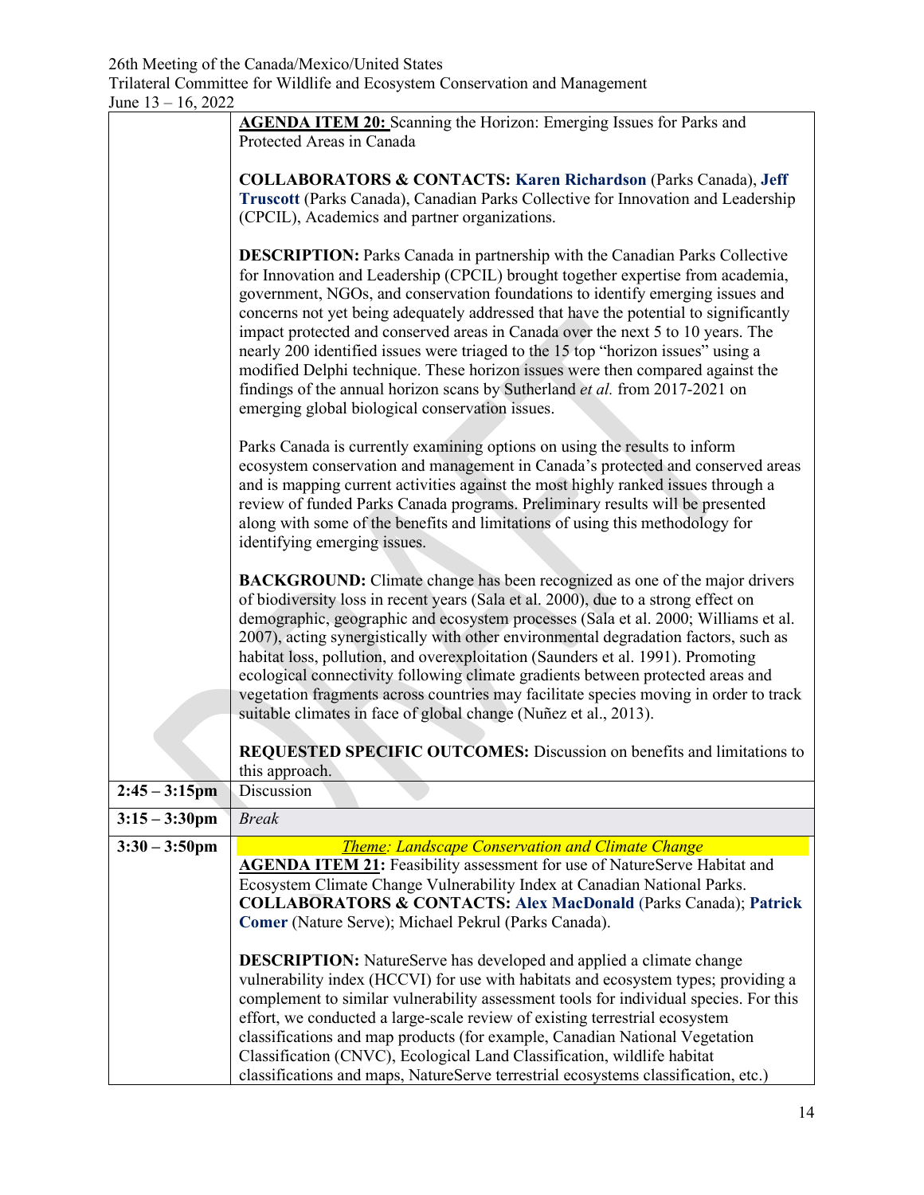| | |
|---|---|
| | **AGENDA ITEM 20:** Scanning the Horizon: Emerging Issues for Parks and Protected Areas in Canada<br><br>**COLLABORATORS & CONTACTS: Karen Richardson** (Parks Canada), **Jeff Truscott** (Parks Canada), Canadian Parks Collective for Innovation and Leadership (CPCIL), Academics and partner organizations.<br><br>**DESCRIPTION:** Parks Canada in partnership with the Canadian Parks Collective for Innovation and Leadership (CPCIL) brought together expertise from academia, government, NGOs, and conservation foundations to identify emerging issues and concerns not yet being adequately addressed that have the potential to significantly impact protected and conserved areas in Canada over the next 5 to 10 years. The nearly 200 identified issues were triaged to the 15 top "horizon issues" using a modified Delphi technique. These horizon issues were then compared against the findings of the annual horizon scans by Sutherland *et al.* from 2017-2021 on emerging global biological conservation issues.<br><br>Parks Canada is currently examining options on using the results to inform ecosystem conservation and management in Canada's protected and conserved areas and is mapping current activities against the most highly ranked issues through a review of funded Parks Canada programs. Preliminary results will be presented along with some of the benefits and limitations of using this methodology for identifying emerging issues.<br><br>**BACKGROUND:** Climate change has been recognized as one of the major drivers of biodiversity loss in recent years (Sala et al. 2000), due to a strong effect on demographic, geographic and ecosystem processes (Sala et al. 2000; Williams et al. 2007), acting synergistically with other environmental degradation factors, such as habitat loss, pollution, and overexploitation (Saunders et al. 1991). Promoting ecological connectivity following climate gradients between protected areas and vegetation fragments across countries may facilitate species moving in order to track suitable climates in face of global change (Nuñez et al., 2013).<br><br>**REQUESTED SPECIFIC OUTCOMES:** Discussion on benefits and limitations to this approach. |
| **2:45 – 3:15pm** | Discussion |
| **3:15 – 3:30pm** | *Break* |
| **3:30 – 3:50pm** | *Theme: Landscape Conservation and Climate Change*<br>**AGENDA ITEM 21:** Feasibility assessment for use of NatureServe Habitat and Ecosystem Climate Change Vulnerability Index at Canadian National Parks.<br>**COLLABORATORS & CONTACTS: Alex MacDonald** (Parks Canada); **Patrick Comer** (Nature Serve); Michael Pekrul (Parks Canada).<br><br>**DESCRIPTION:** NatureServe has developed and applied a climate change vulnerability index (HCCVI) for use with habitats and ecosystem types; providing a complement to similar vulnerability assessment tools for individual species. For this effort, we conducted a large-scale review of existing terrestrial ecosystem classifications and map products (for example, Canadian National Vegetation Classification (CNVC), Ecological Land Classification, wildlife habitat classifications and maps, NatureServe terrestrial ecosystems classification, etc.) |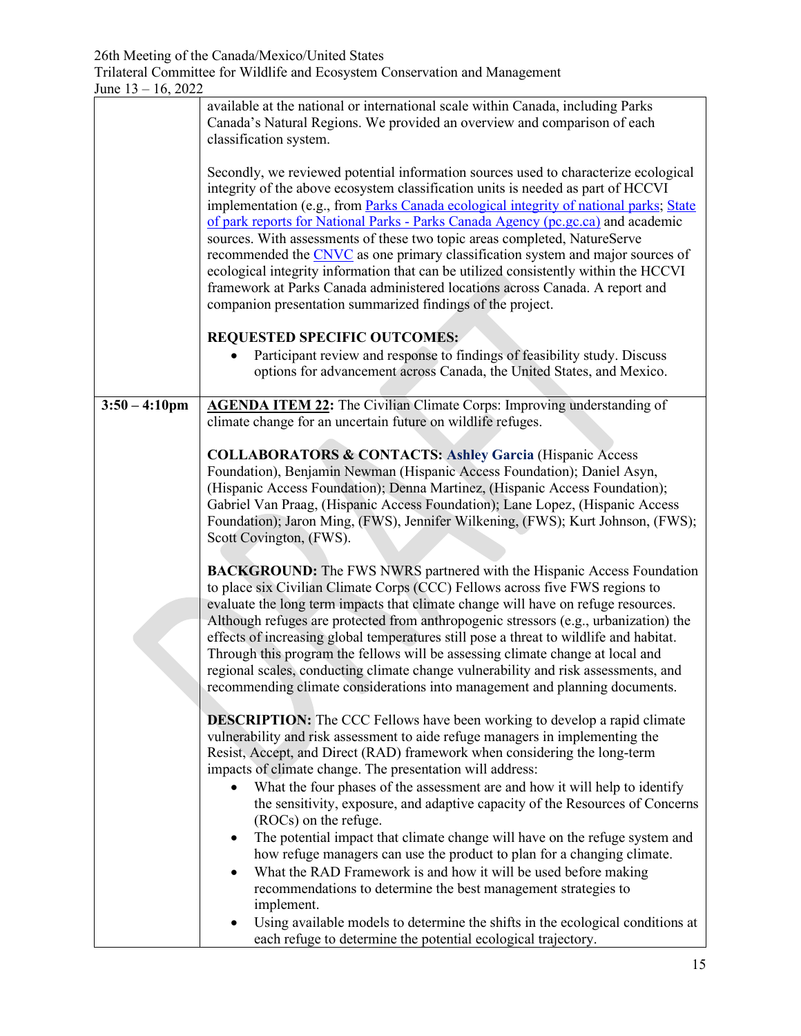| | |
|---|---|
| | available at the national or international scale within Canada, including Parks Canada's Natural Regions. We provided an overview and comparison of each classification system.<br><br>Secondly, we reviewed potential information sources used to characterize ecological integrity of the above ecosystem classification units is needed as part of HCCVI implementation (e.g., from Parks Canada ecological integrity of national parks; State of park reports for National Parks - Parks Canada Agency (pc.gc.ca) and academic sources. With assessments of these two topic areas completed, NatureServe recommended the CNVC as one primary classification system and major sources of ecological integrity information that can be utilized consistently within the HCCVI framework at Parks Canada administered locations across Canada. A report and companion presentation summarized findings of the project.<br><br>**REQUESTED SPECIFIC OUTCOMES:**<br>• Participant review and response to findings of feasibility study. Discuss options for advancement across Canada, the United States, and Mexico. |
| **3:50 – 4:10pm** | **AGENDA ITEM 22:** The Civilian Climate Corps: Improving understanding of climate change for an uncertain future on wildlife refuges.<br><br>**COLLABORATORS & CONTACTS: Ashley Garcia** (Hispanic Access Foundation), Benjamin Newman (Hispanic Access Foundation); Daniel Asyn, (Hispanic Access Foundation); Denna Martinez, (Hispanic Access Foundation); Gabriel Van Praag, (Hispanic Access Foundation); Lane Lopez, (Hispanic Access Foundation); Jaron Ming, (FWS), Jennifer Wilkening, (FWS); Kurt Johnson, (FWS); Scott Covington, (FWS).<br><br>**BACKGROUND:** The FWS NWRS partnered with the Hispanic Access Foundation to place six Civilian Climate Corps (CCC) Fellows across five FWS regions to evaluate the long term impacts that climate change will have on refuge resources. Although refuges are protected from anthropogenic stressors (e.g., urbanization) the effects of increasing global temperatures still pose a threat to wildlife and habitat. Through this program the fellows will be assessing climate change at local and regional scales, conducting climate change vulnerability and risk assessments, and recommending climate considerations into management and planning documents.<br><br>**DESCRIPTION:** The CCC Fellows have been working to develop a rapid climate vulnerability and risk assessment to aide refuge managers in implementing the Resist, Accept, and Direct (RAD) framework when considering the long-term impacts of climate change. The presentation will address:<br>• What the four phases of the assessment are and how it will help to identify the sensitivity, exposure, and adaptive capacity of the Resources of Concerns (ROCs) on the refuge.<br>• The potential impact that climate change will have on the refuge system and how refuge managers can use the product to plan for a changing climate.<br>• What the RAD Framework is and how it will be used before making recommendations to determine the best management strategies to implement.<br>• Using available models to determine the shifts in the ecological conditions at each refuge to determine the potential ecological trajectory. |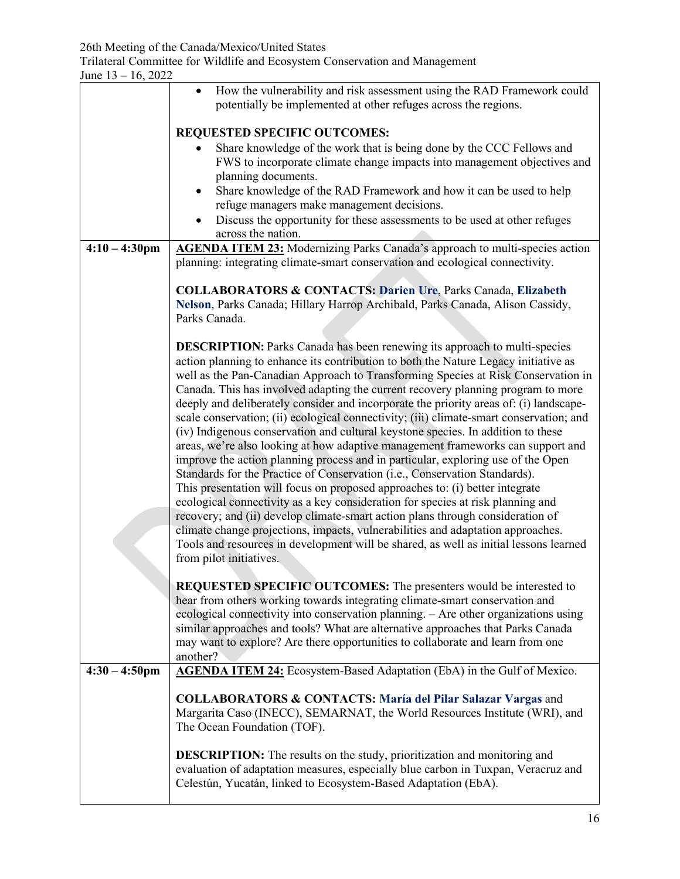| | |
|---|---|
| | • How the vulnerability and risk assessment using the RAD Framework could potentially be implemented at other refuges across the regions.<br><br>**REQUESTED SPECIFIC OUTCOMES:**<br>• Share knowledge of the work that is being done by the CCC Fellows and FWS to incorporate climate change impacts into management objectives and planning documents.<br>• Share knowledge of the RAD Framework and how it can be used to help refuge managers make management decisions.<br>• Discuss the opportunity for these assessments to be used at other refuges across the nation. |
| **4:10 – 4:30pm** | **AGENDA ITEM 23:** Modernizing Parks Canada's approach to multi-species action planning: integrating climate-smart conservation and ecological connectivity.<br><br>**COLLABORATORS & CONTACTS:** **Darien Ure**, Parks Canada, **Elizabeth Nelson**, Parks Canada; Hillary Harrop Archibald, Parks Canada, Alison Cassidy, Parks Canada.<br><br>**DESCRIPTION:** Parks Canada has been renewing its approach to multi-species action planning to enhance its contribution to both the Nature Legacy initiative as well as the Pan-Canadian Approach to Transforming Species at Risk Conservation in Canada. This has involved adapting the current recovery planning program to more deeply and deliberately consider and incorporate the priority areas of: (i) landscape-scale conservation; (ii) ecological connectivity; (iii) climate-smart conservation; and (iv) Indigenous conservation and cultural keystone species. In addition to these areas, we're also looking at how adaptive management frameworks can support and improve the action planning process and in particular, exploring use of the Open Standards for the Practice of Conservation (i.e., Conservation Standards). This presentation will focus on proposed approaches to: (i) better integrate ecological connectivity as a key consideration for species at risk planning and recovery; and (ii) develop climate-smart action plans through consideration of climate change projections, impacts, vulnerabilities and adaptation approaches. Tools and resources in development will be shared, as well as initial lessons learned from pilot initiatives.<br><br>**REQUESTED SPECIFIC OUTCOMES:** The presenters would be interested to hear from others working towards integrating climate-smart conservation and ecological connectivity into conservation planning. – Are other organizations using similar approaches and tools? What are alternative approaches that Parks Canada may want to explore? Are there opportunities to collaborate and learn from one another? |
| **4:30 – 4:50pm** | **AGENDA ITEM 24:** Ecosystem-Based Adaptation (EbA) in the Gulf of Mexico.<br><br>**COLLABORATORS & CONTACTS:** **María del Pilar Salazar Vargas** and Margarita Caso (INECC), SEMARNAT, the World Resources Institute (WRI), and The Ocean Foundation (TOF).<br><br>**DESCRIPTION:** The results on the study, prioritization and monitoring and evaluation of adaptation measures, especially blue carbon in Tuxpan, Veracruz and Celestún, Yucatán, linked to Ecosystem-Based Adaptation (EbA). |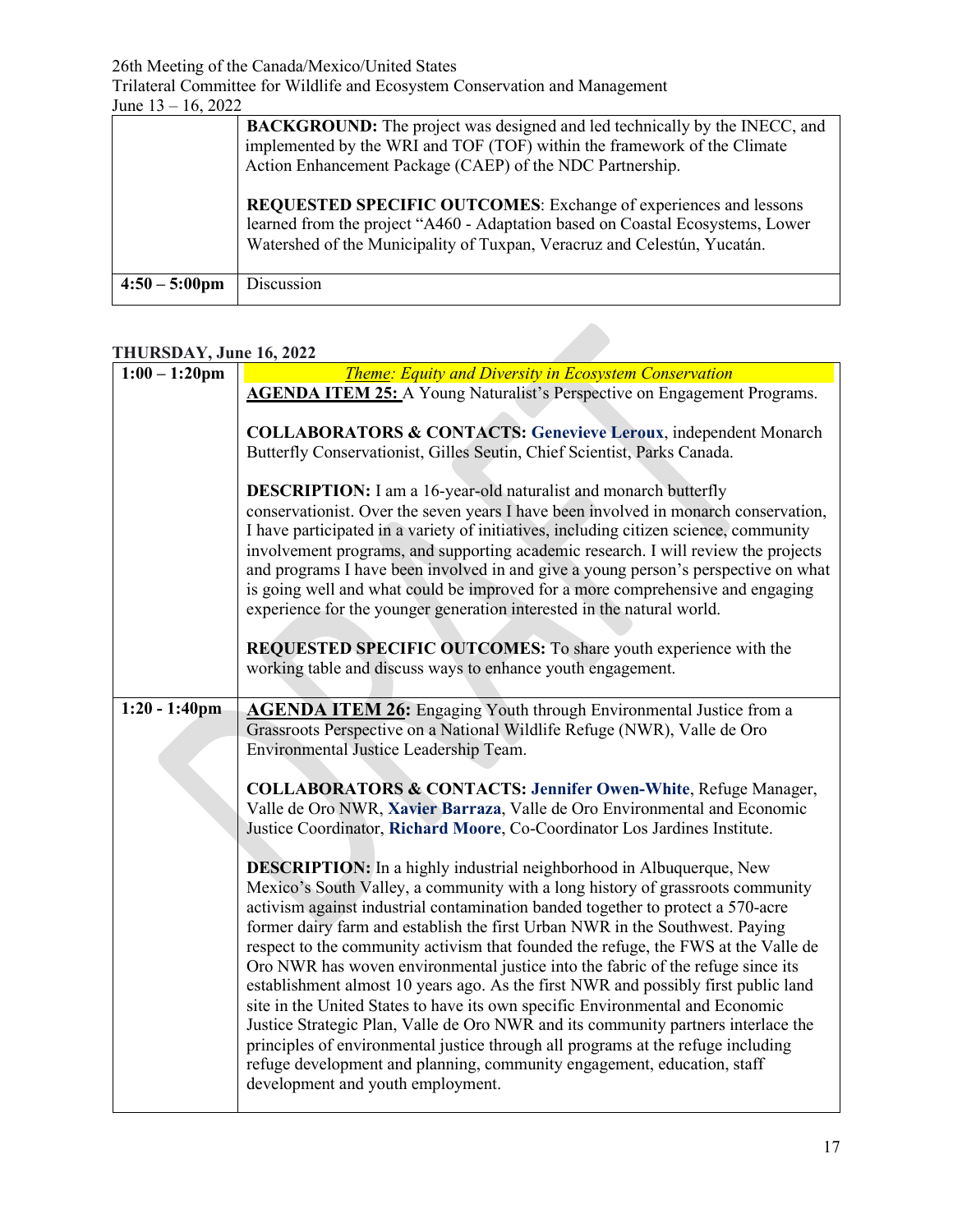| | |
|---|---|
| | **BACKGROUND:** The project was designed and led technically by the INECC, and implemented by the WRI and TOF (TOF) within the framework of the Climate Action Enhancement Package (CAEP) of the NDC Partnership.<br><br>**REQUESTED SPECIFIC OUTCOMES**: Exchange of experiences and lessons learned from the project "A460 - Adaptation based on Coastal Ecosystems, Lower Watershed of the Municipality of Tuxpan, Veracruz and Celestún, Yucatán. |
| **4:50 – 5:00pm** | Discussion |

**THURSDAY, June 16, 2022**

| | |
|---|---|
| **1:00 – 1:20pm** | *Theme: Equity and Diversity in Ecosystem Conservation*<br>**AGENDA ITEM 25:** A Young Naturalist's Perspective on Engagement Programs.<br><br>**COLLABORATORS & CONTACTS:** **Genevieve Leroux**, independent Monarch Butterfly Conservationist, Gilles Seutin, Chief Scientist, Parks Canada.<br><br>**DESCRIPTION:** I am a 16-year-old naturalist and monarch butterfly conservationist. Over the seven years I have been involved in monarch conservation, I have participated in a variety of initiatives, including citizen science, community involvement programs, and supporting academic research. I will review the projects and programs I have been involved in and give a young person's perspective on what is going well and what could be improved for a more comprehensive and engaging experience for the younger generation interested in the natural world.<br><br>**REQUESTED SPECIFIC OUTCOMES:** To share youth experience with the working table and discuss ways to enhance youth engagement. |
| **1:20 - 1:40pm** | **AGENDA ITEM 26:** Engaging Youth through Environmental Justice from a Grassroots Perspective on a National Wildlife Refuge (NWR), Valle de Oro Environmental Justice Leadership Team.<br><br>**COLLABORATORS & CONTACTS:** **Jennifer Owen-White**, Refuge Manager, Valle de Oro NWR, **Xavier Barraza**, Valle de Oro Environmental and Economic Justice Coordinator, **Richard Moore**, Co-Coordinator Los Jardines Institute.<br><br>**DESCRIPTION:** In a highly industrial neighborhood in Albuquerque, New Mexico's South Valley, a community with a long history of grassroots community activism against industrial contamination banded together to protect a 570-acre former dairy farm and establish the first Urban NWR in the Southwest. Paying respect to the community activism that founded the refuge, the FWS at the Valle de Oro NWR has woven environmental justice into the fabric of the refuge since its establishment almost 10 years ago. As the first NWR and possibly first public land site in the United States to have its own specific Environmental and Economic Justice Strategic Plan, Valle de Oro NWR and its community partners interlace the principles of environmental justice through all programs at the refuge including refuge development and planning, community engagement, education, staff development and youth employment. |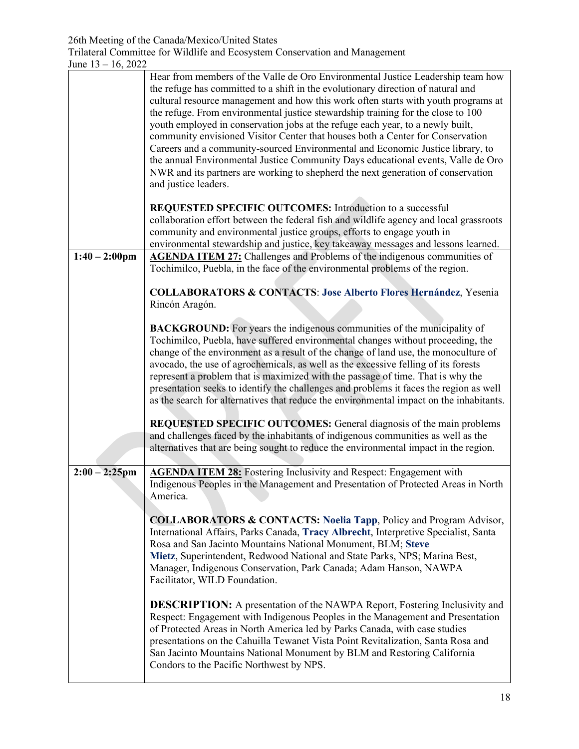| | |
|---|---|
| | Hear from members of the Valle de Oro Environmental Justice Leadership team how the refuge has committed to a shift in the evolutionary direction of natural and cultural resource management and how this work often starts with youth programs at the refuge. From environmental justice stewardship training for the close to 100 youth employed in conservation jobs at the refuge each year, to a newly built, community envisioned Visitor Center that houses both a Center for Conservation Careers and a community-sourced Environmental and Economic Justice library, to the annual Environmental Justice Community Days educational events, Valle de Oro NWR and its partners are working to shepherd the next generation of conservation and justice leaders.<br><br>**REQUESTED SPECIFIC OUTCOMES:** Introduction to a successful collaboration effort between the federal fish and wildlife agency and local grassroots community and environmental justice groups, efforts to engage youth in environmental stewardship and justice, key takeaway messages and lessons learned. |
| **1:40 – 2:00pm** | **AGENDA ITEM 27:** Challenges and Problems of the indigenous communities of Tochimilco, Puebla, in the face of the environmental problems of the region.<br><br>**COLLABORATORS & CONTACTS**: **Jose Alberto Flores Hernández**, Yesenia Rincón Aragón.<br><br>**BACKGROUND:** For years the indigenous communities of the municipality of Tochimilco, Puebla, have suffered environmental changes without proceeding, the change of the environment as a result of the change of land use, the monoculture of avocado, the use of agrochemicals, as well as the excessive felling of its forests represent a problem that is maximized with the passage of time. That is why the presentation seeks to identify the challenges and problems it faces the region as well as the search for alternatives that reduce the environmental impact on the inhabitants.<br><br>**REQUESTED SPECIFIC OUTCOMES:** General diagnosis of the main problems and challenges faced by the inhabitants of indigenous communities as well as the alternatives that are being sought to reduce the environmental impact in the region. |
| **2:00 – 2:25pm** | **AGENDA ITEM 28:** Fostering Inclusivity and Respect: Engagement with Indigenous Peoples in the Management and Presentation of Protected Areas in North America.<br><br>**COLLABORATORS & CONTACTS:** **Noelia Tapp**, Policy and Program Advisor, International Affairs, Parks Canada, **Tracy Albrecht**, Interpretive Specialist, Santa Rosa and San Jacinto Mountains National Monument, BLM; **Steve Mietz**, Superintendent, Redwood National and State Parks, NPS; Marina Best, Manager, Indigenous Conservation, Park Canada; Adam Hanson, NAWPA Facilitator, WILD Foundation.<br><br>**DESCRIPTION:** A presentation of the NAWPA Report, Fostering Inclusivity and Respect: Engagement with Indigenous Peoples in the Management and Presentation of Protected Areas in North America led by Parks Canada, with case studies presentations on the Cahuilla Tewanet Vista Point Revitalization, Santa Rosa and San Jacinto Mountains National Monument by BLM and Restoring California Condors to the Pacific Northwest by NPS. |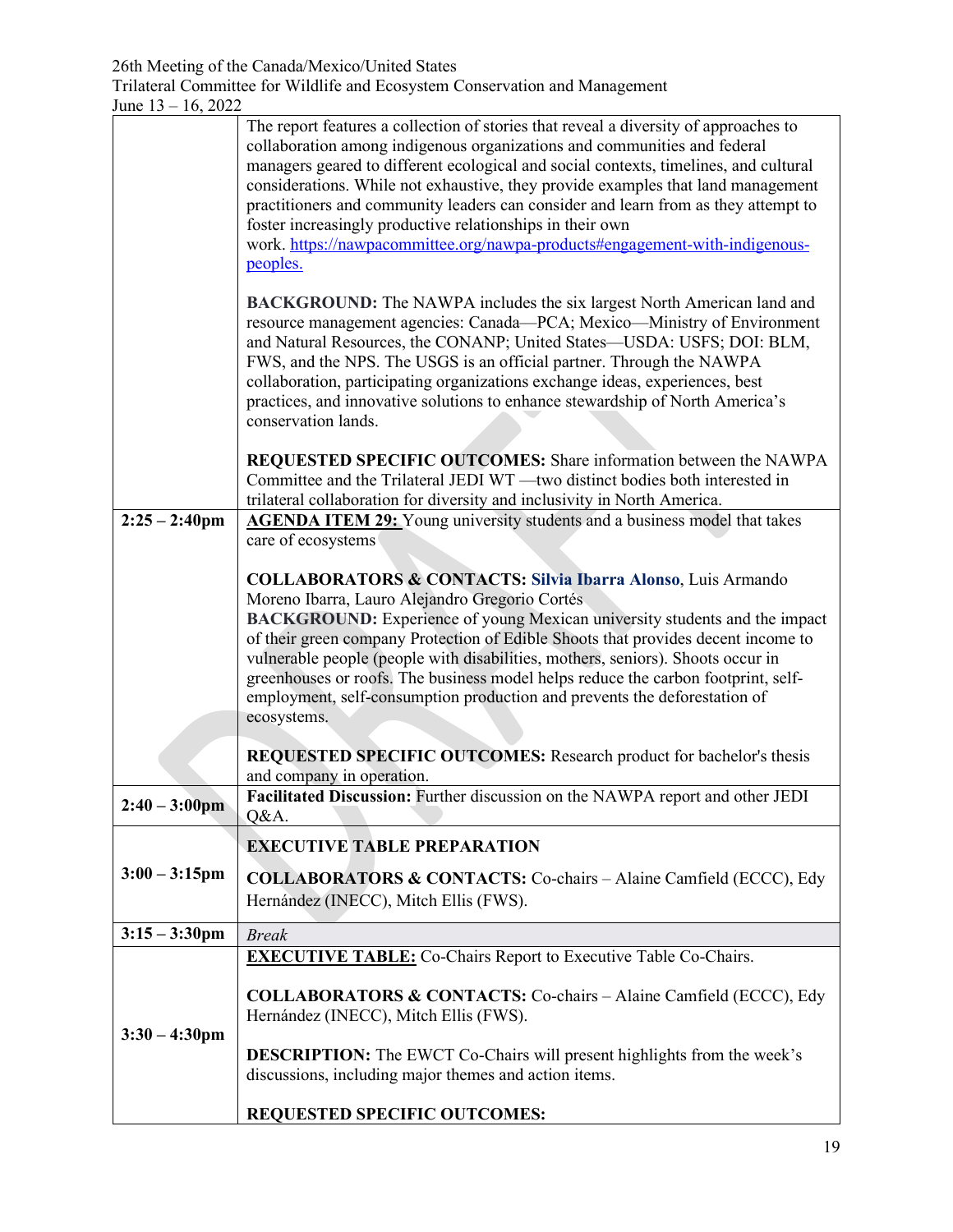| | |
|---|---|
| | The report features a collection of stories that reveal a diversity of approaches to collaboration among indigenous organizations and communities and federal managers geared to different ecological and social contexts, timelines, and cultural considerations. While not exhaustive, they provide examples that land management practitioners and community leaders can consider and learn from as they attempt to foster increasingly productive relationships in their own work. [https://nawpacommittee.org/nawpa-products#engagement-with-indigenous-peoples.](https://nawpacommittee.org/nawpa-products#engagement-with-indigenous-peoples)<br><br>**BACKGROUND:** The NAWPA includes the six largest North American land and resource management agencies: Canada—PCA; Mexico—Ministry of Environment and Natural Resources, the CONANP; United States—USDA: USFS; DOI: BLM, FWS, and the NPS. The USGS is an official partner. Through the NAWPA collaboration, participating organizations exchange ideas, experiences, best practices, and innovative solutions to enhance stewardship of North America's conservation lands.<br><br>**REQUESTED SPECIFIC OUTCOMES:** Share information between the NAWPA Committee and the Trilateral JEDI WT —two distinct bodies both interested in trilateral collaboration for diversity and inclusivity in North America. |
| **2:25 – 2:40pm** | **AGENDA ITEM 29:** Young university students and a business model that takes care of ecosystems<br><br>**COLLABORATORS & CONTACTS:** **Silvia Ibarra Alonso**, Luis Armando Moreno Ibarra, Lauro Alejandro Gregorio Cortés<br>**BACKGROUND:** Experience of young Mexican university students and the impact of their green company Protection of Edible Shoots that provides decent income to vulnerable people (people with disabilities, mothers, seniors). Shoots occur in greenhouses or roofs. The business model helps reduce the carbon footprint, self-employment, self-consumption production and prevents the deforestation of ecosystems.<br><br>**REQUESTED SPECIFIC OUTCOMES:** Research product for bachelor's thesis and company in operation. |
| **2:40 – 3:00pm** | **Facilitated Discussion:** Further discussion on the NAWPA report and other JEDI Q&A. |
| **3:00 – 3:15pm** | **EXECUTIVE TABLE PREPARATION**<br><br>**COLLABORATORS & CONTACTS:** Co-chairs – Alaine Camfield (ECCC), Edy Hernández (INECC), Mitch Ellis (FWS). |
| **3:15 – 3:30pm** | *Break* |
| **3:30 – 4:30pm** | **EXECUTIVE TABLE:** Co-Chairs Report to Executive Table Co-Chairs.<br><br>**COLLABORATORS & CONTACTS:** Co-chairs – Alaine Camfield (ECCC), Edy Hernández (INECC), Mitch Ellis (FWS).<br><br>**DESCRIPTION:** The EWCT Co-Chairs will present highlights from the week's discussions, including major themes and action items.<br><br>**REQUESTED SPECIFIC OUTCOMES:** |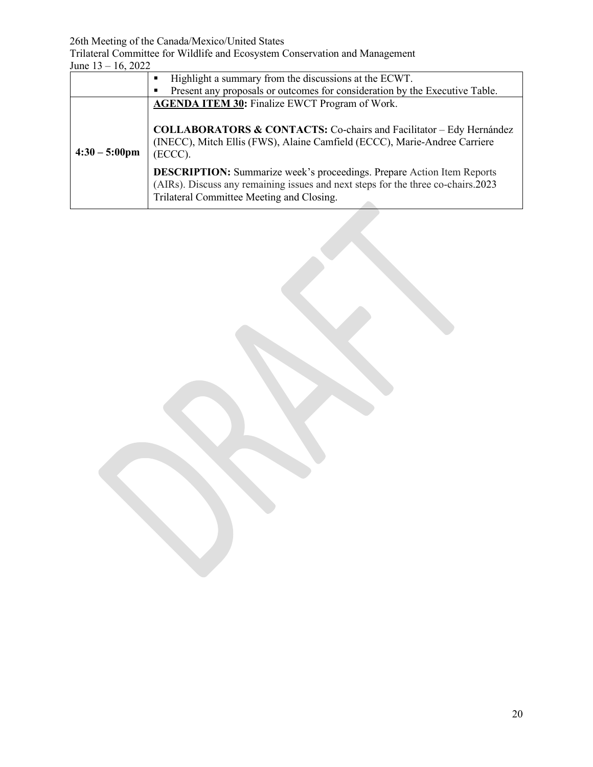| | |
|---|---|
| | ▪ Highlight a summary from the discussions at the ECWT.<br>▪ Present any proposals or outcomes for consideration by the Executive Table. |
| **4:30 – 5:00pm** | **AGENDA ITEM 30:** Finalize EWCT Program of Work.<br><br>**COLLABORATORS & CONTACTS:** Co-chairs and Facilitator – Edy Hernández (INECC), Mitch Ellis (FWS), Alaine Camfield (ECCC), Marie-Andree Carriere (ECCC).<br><br>**DESCRIPTION:** Summarize week's proceedings. Prepare Action Item Reports (AIRs). Discuss any remaining issues and next steps for the three co-chairs.2023 Trilateral Committee Meeting and Closing. |